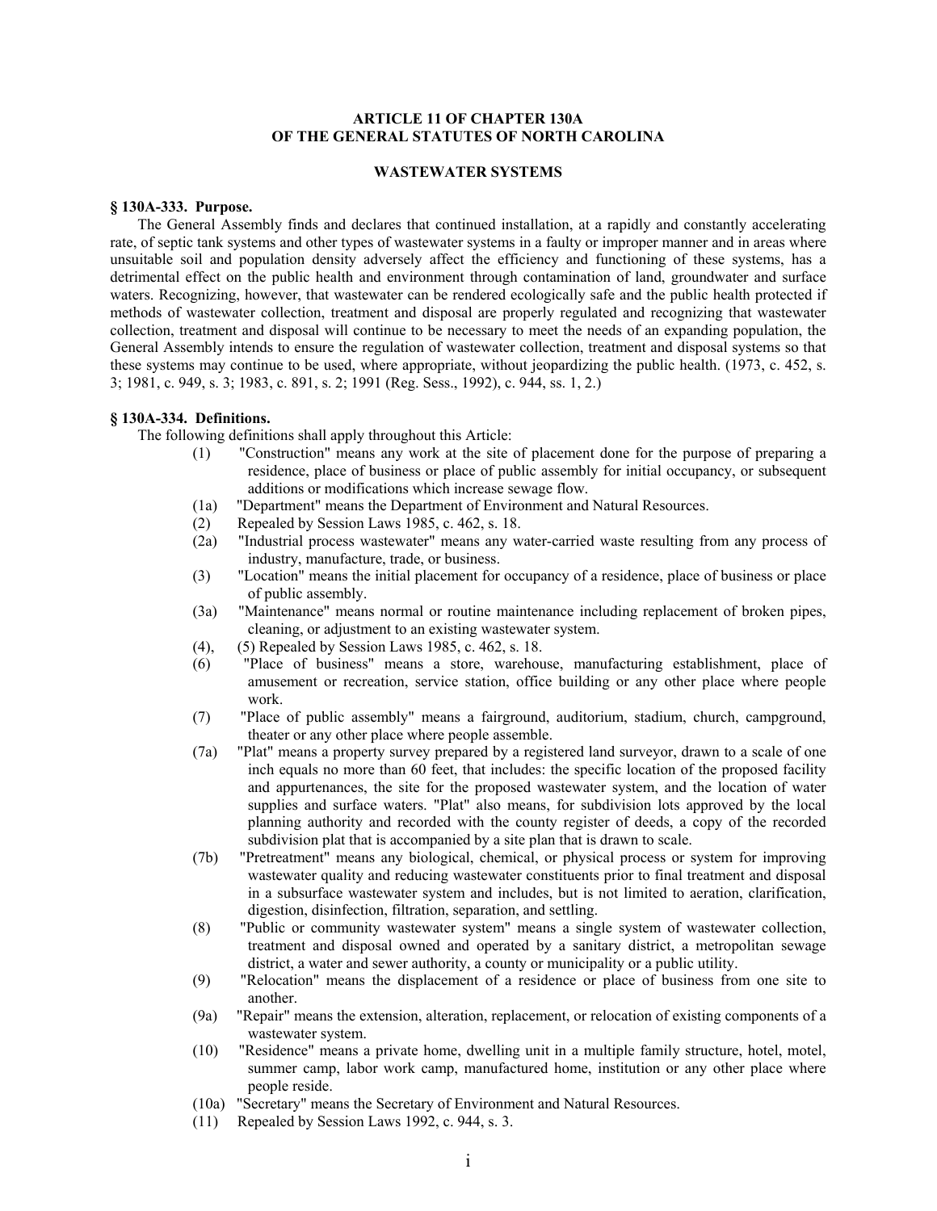# ARTICLE 11 OF CHAPTER 130A
# OF THE GENERAL STATUTES OF NORTH CAROLINA

## WASTEWATER SYSTEMS

### § 130A-333. Purpose.

The General Assembly finds and declares that continued installation, at a rapidly and constantly accelerating rate, of septic tank systems and other types of wastewater systems in a faulty or improper manner and in areas where unsuitable soil and population density adversely affect the efficiency and functioning of these systems, has a detrimental effect on the public health and environment through contamination of land, groundwater and surface waters. Recognizing, however, that wastewater can be rendered ecologically safe and the public health protected if methods of wastewater collection, treatment and disposal are properly regulated and recognizing that wastewater collection, treatment and disposal will continue to be necessary to meet the needs of an expanding population, the General Assembly intends to ensure the regulation of wastewater collection, treatment and disposal systems so that these systems may continue to be used, where appropriate, without jeopardizing the public health. (1973, c. 452, s. 3; 1981, c. 949, s. 3; 1983, c. 891, s. 2; 1991 (Reg. Sess., 1992), c. 944, ss. 1, 2.)

### § 130A-334. Definitions.

The following definitions shall apply throughout this Article:

- (1) "Construction" means any work at the site of placement done for the purpose of preparing a residence, place of business or place of public assembly for initial occupancy, or subsequent additions or modifications which increase sewage flow.
- (1a) "Department" means the Department of Environment and Natural Resources.
- (2) Repealed by Session Laws 1985, c. 462, s. 18.
- (2a) "Industrial process wastewater" means any water-carried waste resulting from any process of industry, manufacture, trade, or business.
- (3) "Location" means the initial placement for occupancy of a residence, place of business or place of public assembly.
- (3a) "Maintenance" means normal or routine maintenance including replacement of broken pipes, cleaning, or adjustment to an existing wastewater system.
- (4), (5) Repealed by Session Laws 1985, c. 462, s. 18.
- (6) "Place of business" means a store, warehouse, manufacturing establishment, place of amusement or recreation, service station, office building or any other place where people work.
- (7) "Place of public assembly" means a fairground, auditorium, stadium, church, campground, theater or any other place where people assemble.
- (7a) "Plat" means a property survey prepared by a registered land surveyor, drawn to a scale of one inch equals no more than 60 feet, that includes: the specific location of the proposed facility and appurtenances, the site for the proposed wastewater system, and the location of water supplies and surface waters. "Plat" also means, for subdivision lots approved by the local planning authority and recorded with the county register of deeds, a copy of the recorded subdivision plat that is accompanied by a site plan that is drawn to scale.
- (7b) "Pretreatment" means any biological, chemical, or physical process or system for improving wastewater quality and reducing wastewater constituents prior to final treatment and disposal in a subsurface wastewater system and includes, but is not limited to aeration, clarification, digestion, disinfection, filtration, separation, and settling.
- (8) "Public or community wastewater system" means a single system of wastewater collection, treatment and disposal owned and operated by a sanitary district, a metropolitan sewage district, a water and sewer authority, a county or municipality or a public utility.
- (9) "Relocation" means the displacement of a residence or place of business from one site to another.
- (9a) "Repair" means the extension, alteration, replacement, or relocation of existing components of a wastewater system.
- (10) "Residence" means a private home, dwelling unit in a multiple family structure, hotel, motel, summer camp, labor work camp, manufactured home, institution or any other place where people reside.
- (10a) "Secretary" means the Secretary of Environment and Natural Resources.
- (11) Repealed by Session Laws 1992, c. 944, s. 3.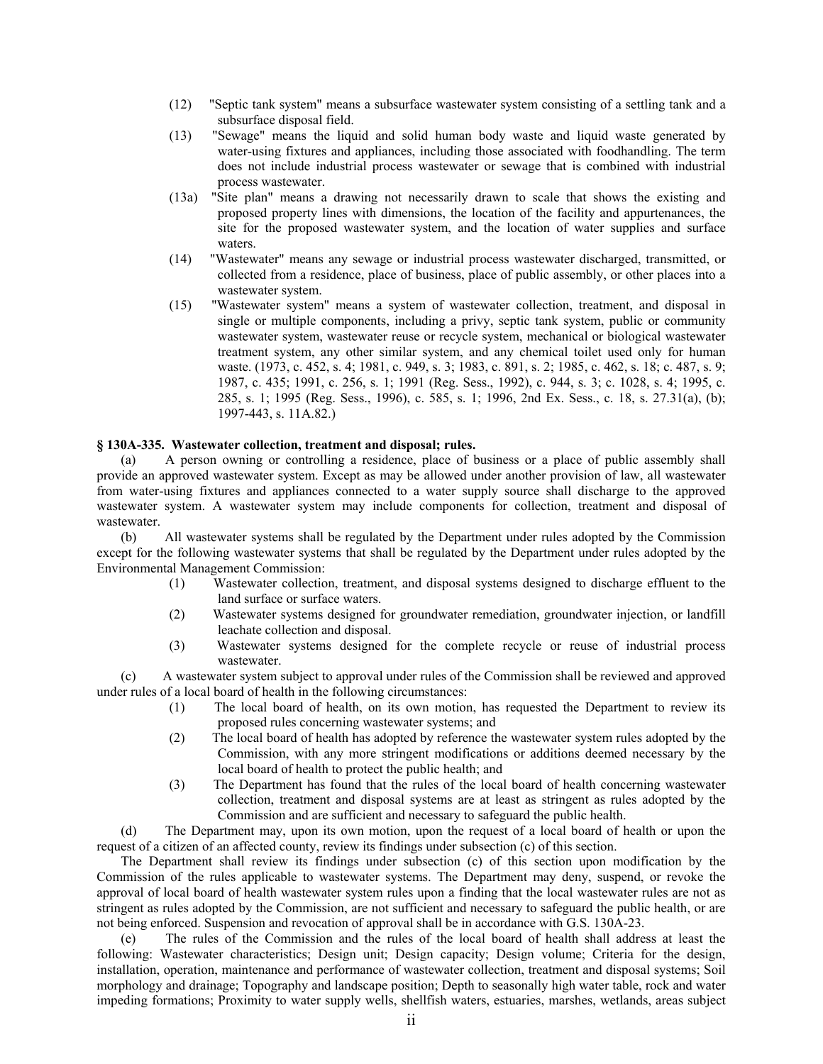(12) "Septic tank system" means a subsurface wastewater system consisting of a settling tank and a subsurface disposal field.

(13) "Sewage" means the liquid and solid human body waste and liquid waste generated by water-using fixtures and appliances, including those associated with foodhandling. The term does not include industrial process wastewater or sewage that is combined with industrial process wastewater.

(13a) "Site plan" means a drawing not necessarily drawn to scale that shows the existing and proposed property lines with dimensions, the location of the facility and appurtenances, the site for the proposed wastewater system, and the location of water supplies and surface waters.

(14) "Wastewater" means any sewage or industrial process wastewater discharged, transmitted, or collected from a residence, place of business, place of public assembly, or other places into a wastewater system.

(15) "Wastewater system" means a system of wastewater collection, treatment, and disposal in single or multiple components, including a privy, septic tank system, public or community wastewater system, wastewater reuse or recycle system, mechanical or biological wastewater treatment system, any other similar system, and any chemical toilet used only for human waste. (1973, c. 452, s. 4; 1981, c. 949, s. 3; 1983, c. 891, s. 2; 1985, c. 462, s. 18; c. 487, s. 9; 1987, c. 435; 1991, c. 256, s. 1; 1991 (Reg. Sess., 1992), c. 944, s. 3; c. 1028, s. 4; 1995, c. 285, s. 1; 1995 (Reg. Sess., 1996), c. 585, s. 1; 1996, 2nd Ex. Sess., c. 18, s. 27.31(a), (b); 1997-443, s. 11A.82.)

**§ 130A-335. Wastewater collection, treatment and disposal; rules.**

(a) A person owning or controlling a residence, place of business or a place of public assembly shall provide an approved wastewater system. Except as may be allowed under another provision of law, all wastewater from water-using fixtures and appliances connected to a water supply source shall discharge to the approved wastewater system. A wastewater system may include components for collection, treatment and disposal of wastewater.

(b) All wastewater systems shall be regulated by the Department under rules adopted by the Commission except for the following wastewater systems that shall be regulated by the Department under rules adopted by the Environmental Management Commission:

(1) Wastewater collection, treatment, and disposal systems designed to discharge effluent to the land surface or surface waters.

(2) Wastewater systems designed for groundwater remediation, groundwater injection, or landfill leachate collection and disposal.

(3) Wastewater systems designed for the complete recycle or reuse of industrial process wastewater.

(c) A wastewater system subject to approval under rules of the Commission shall be reviewed and approved under rules of a local board of health in the following circumstances:

(1) The local board of health, on its own motion, has requested the Department to review its proposed rules concerning wastewater systems; and

(2) The local board of health has adopted by reference the wastewater system rules adopted by the Commission, with any more stringent modifications or additions deemed necessary by the local board of health to protect the public health; and

(3) The Department has found that the rules of the local board of health concerning wastewater collection, treatment and disposal systems are at least as stringent as rules adopted by the Commission and are sufficient and necessary to safeguard the public health.

(d) The Department may, upon its own motion, upon the request of a local board of health or upon the request of a citizen of an affected county, review its findings under subsection (c) of this section.

The Department shall review its findings under subsection (c) of this section upon modification by the Commission of the rules applicable to wastewater systems. The Department may deny, suspend, or revoke the approval of local board of health wastewater system rules upon a finding that the local wastewater rules are not as stringent as rules adopted by the Commission, are not sufficient and necessary to safeguard the public health, or are not being enforced. Suspension and revocation of approval shall be in accordance with G.S. 130A-23.

(e) The rules of the Commission and the rules of the local board of health shall address at least the following: Wastewater characteristics; Design unit; Design capacity; Design volume; Criteria for the design, installation, operation, maintenance and performance of wastewater collection, treatment and disposal systems; Soil morphology and drainage; Topography and landscape position; Depth to seasonally high water table, rock and water impeding formations; Proximity to water supply wells, shellfish waters, estuaries, marshes, wetlands, areas subject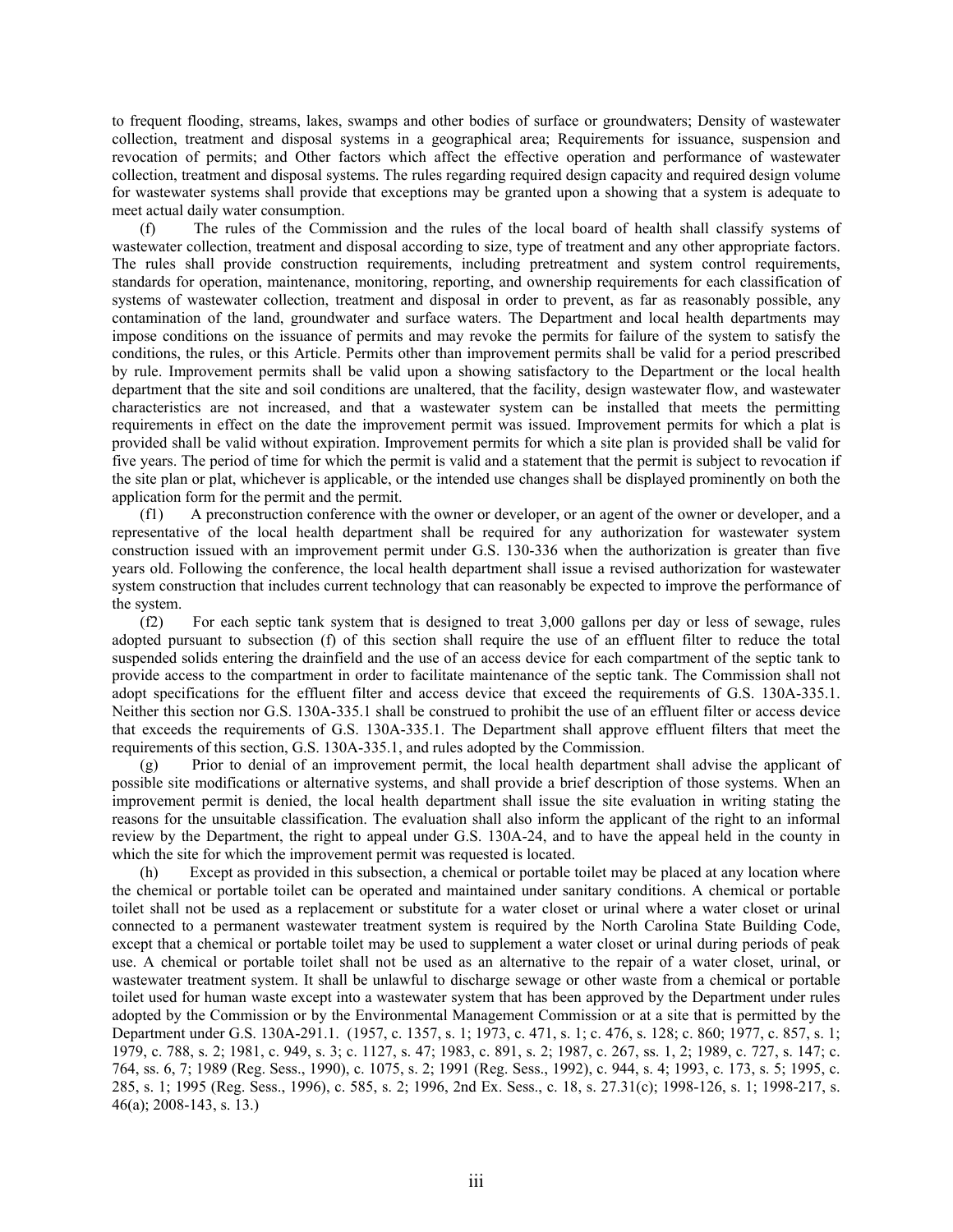to frequent flooding, streams, lakes, swamps and other bodies of surface or groundwaters; Density of wastewater collection, treatment and disposal systems in a geographical area; Requirements for issuance, suspension and revocation of permits; and Other factors which affect the effective operation and performance of wastewater collection, treatment and disposal systems. The rules regarding required design capacity and required design volume for wastewater systems shall provide that exceptions may be granted upon a showing that a system is adequate to meet actual daily water consumption.

(f) The rules of the Commission and the rules of the local board of health shall classify systems of wastewater collection, treatment and disposal according to size, type of treatment and any other appropriate factors. The rules shall provide construction requirements, including pretreatment and system control requirements, standards for operation, maintenance, monitoring, reporting, and ownership requirements for each classification of systems of wastewater collection, treatment and disposal in order to prevent, as far as reasonably possible, any contamination of the land, groundwater and surface waters. The Department and local health departments may impose conditions on the issuance of permits and may revoke the permits for failure of the system to satisfy the conditions, the rules, or this Article. Permits other than improvement permits shall be valid for a period prescribed by rule. Improvement permits shall be valid upon a showing satisfactory to the Department or the local health department that the site and soil conditions are unaltered, that the facility, design wastewater flow, and wastewater characteristics are not increased, and that a wastewater system can be installed that meets the permitting requirements in effect on the date the improvement permit was issued. Improvement permits for which a plat is provided shall be valid without expiration. Improvement permits for which a site plan is provided shall be valid for five years. The period of time for which the permit is valid and a statement that the permit is subject to revocation if the site plan or plat, whichever is applicable, or the intended use changes shall be displayed prominently on both the application form for the permit and the permit.

(f1) A preconstruction conference with the owner or developer, or an agent of the owner or developer, and a representative of the local health department shall be required for any authorization for wastewater system construction issued with an improvement permit under G.S. 130-336 when the authorization is greater than five years old. Following the conference, the local health department shall issue a revised authorization for wastewater system construction that includes current technology that can reasonably be expected to improve the performance of the system.

(f2) For each septic tank system that is designed to treat 3,000 gallons per day or less of sewage, rules adopted pursuant to subsection (f) of this section shall require the use of an effluent filter to reduce the total suspended solids entering the drainfield and the use of an access device for each compartment of the septic tank to provide access to the compartment in order to facilitate maintenance of the septic tank. The Commission shall not adopt specifications for the effluent filter and access device that exceed the requirements of G.S. 130A-335.1. Neither this section nor G.S. 130A-335.1 shall be construed to prohibit the use of an effluent filter or access device that exceeds the requirements of G.S. 130A-335.1. The Department shall approve effluent filters that meet the requirements of this section, G.S. 130A-335.1, and rules adopted by the Commission.

(g) Prior to denial of an improvement permit, the local health department shall advise the applicant of possible site modifications or alternative systems, and shall provide a brief description of those systems. When an improvement permit is denied, the local health department shall issue the site evaluation in writing stating the reasons for the unsuitable classification. The evaluation shall also inform the applicant of the right to an informal review by the Department, the right to appeal under G.S. 130A-24, and to have the appeal held in the county in which the site for which the improvement permit was requested is located.

(h) Except as provided in this subsection, a chemical or portable toilet may be placed at any location where the chemical or portable toilet can be operated and maintained under sanitary conditions. A chemical or portable toilet shall not be used as a replacement or substitute for a water closet or urinal where a water closet or urinal connected to a permanent wastewater treatment system is required by the North Carolina State Building Code, except that a chemical or portable toilet may be used to supplement a water closet or urinal during periods of peak use. A chemical or portable toilet shall not be used as an alternative to the repair of a water closet, urinal, or wastewater treatment system. It shall be unlawful to discharge sewage or other waste from a chemical or portable toilet used for human waste except into a wastewater system that has been approved by the Department under rules adopted by the Commission or by the Environmental Management Commission or at a site that is permitted by the Department under G.S. 130A-291.1. (1957, c. 1357, s. 1; 1973, c. 471, s. 1; c. 476, s. 128; c. 860; 1977, c. 857, s. 1; 1979, c. 788, s. 2; 1981, c. 949, s. 3; c. 1127, s. 47; 1983, c. 891, s. 2; 1987, c. 267, ss. 1, 2; 1989, c. 727, s. 147; c. 764, ss. 6, 7; 1989 (Reg. Sess., 1990), c. 1075, s. 2; 1991 (Reg. Sess., 1992), c. 944, s. 4; 1993, c. 173, s. 5; 1995, c. 285, s. 1; 1995 (Reg. Sess., 1996), c. 585, s. 2; 1996, 2nd Ex. Sess., c. 18, s. 27.31(c); 1998-126, s. 1; 1998-217, s. 46(a); 2008-143, s. 13.)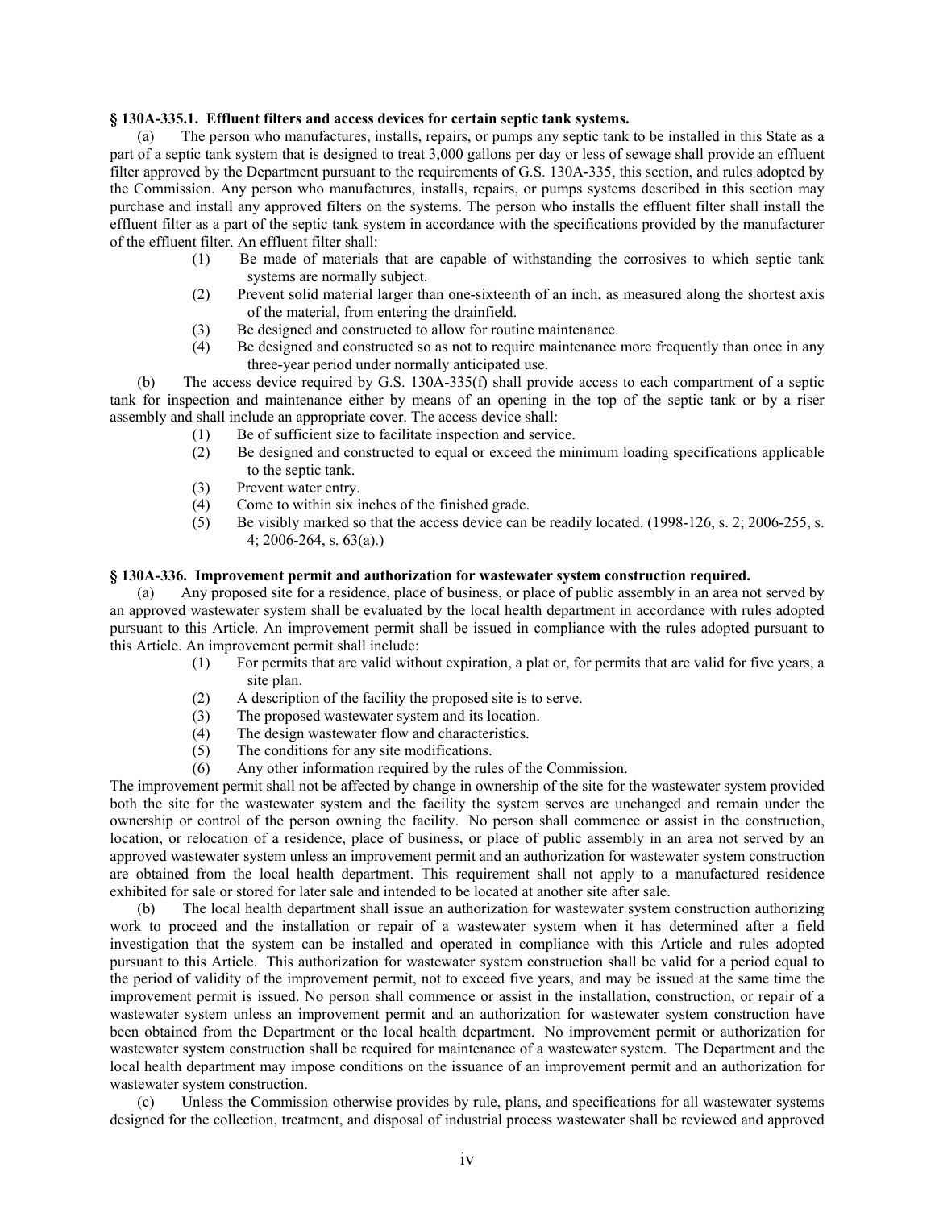**§ 130A-335.1. Effluent filters and access devices for certain septic tank systems.**

(a) The person who manufactures, installs, repairs, or pumps any septic tank to be installed in this State as a part of a septic tank system that is designed to treat 3,000 gallons per day or less of sewage shall provide an effluent filter approved by the Department pursuant to the requirements of G.S. 130A-335, this section, and rules adopted by the Commission. Any person who manufactures, installs, repairs, or pumps systems described in this section may purchase and install any approved filters on the systems. The person who installs the effluent filter shall install the effluent filter as a part of the septic tank system in accordance with the specifications provided by the manufacturer of the effluent filter. An effluent filter shall:

(1) Be made of materials that are capable of withstanding the corrosives to which septic tank systems are normally subject.

(2) Prevent solid material larger than one-sixteenth of an inch, as measured along the shortest axis of the material, from entering the drainfield.

(3) Be designed and constructed to allow for routine maintenance.

(4) Be designed and constructed so as not to require maintenance more frequently than once in any three-year period under normally anticipated use.

(b) The access device required by G.S. 130A-335(f) shall provide access to each compartment of a septic tank for inspection and maintenance either by means of an opening in the top of the septic tank or by a riser assembly and shall include an appropriate cover. The access device shall:

(1) Be of sufficient size to facilitate inspection and service.

(2) Be designed and constructed to equal or exceed the minimum loading specifications applicable to the septic tank.

(3) Prevent water entry.

(4) Come to within six inches of the finished grade.

(5) Be visibly marked so that the access device can be readily located. (1998-126, s. 2; 2006-255, s. 4; 2006-264, s. 63(a).)

**§ 130A-336. Improvement permit and authorization for wastewater system construction required.**

(a) Any proposed site for a residence, place of business, or place of public assembly in an area not served by an approved wastewater system shall be evaluated by the local health department in accordance with rules adopted pursuant to this Article. An improvement permit shall be issued in compliance with the rules adopted pursuant to this Article. An improvement permit shall include:

(1) For permits that are valid without expiration, a plat or, for permits that are valid for five years, a site plan.

(2) A description of the facility the proposed site is to serve.

(3) The proposed wastewater system and its location.

(4) The design wastewater flow and characteristics.

(5) The conditions for any site modifications.

(6) Any other information required by the rules of the Commission.

The improvement permit shall not be affected by change in ownership of the site for the wastewater system provided both the site for the wastewater system and the facility the system serves are unchanged and remain under the ownership or control of the person owning the facility. No person shall commence or assist in the construction, location, or relocation of a residence, place of business, or place of public assembly in an area not served by an approved wastewater system unless an improvement permit and an authorization for wastewater system construction are obtained from the local health department. This requirement shall not apply to a manufactured residence exhibited for sale or stored for later sale and intended to be located at another site after sale.

(b) The local health department shall issue an authorization for wastewater system construction authorizing work to proceed and the installation or repair of a wastewater system when it has determined after a field investigation that the system can be installed and operated in compliance with this Article and rules adopted pursuant to this Article. This authorization for wastewater system construction shall be valid for a period equal to the period of validity of the improvement permit, not to exceed five years, and may be issued at the same time the improvement permit is issued. No person shall commence or assist in the installation, construction, or repair of a wastewater system unless an improvement permit and an authorization for wastewater system construction have been obtained from the Department or the local health department. No improvement permit or authorization for wastewater system construction shall be required for maintenance of a wastewater system. The Department and the local health department may impose conditions on the issuance of an improvement permit and an authorization for wastewater system construction.

(c) Unless the Commission otherwise provides by rule, plans, and specifications for all wastewater systems designed for the collection, treatment, and disposal of industrial process wastewater shall be reviewed and approved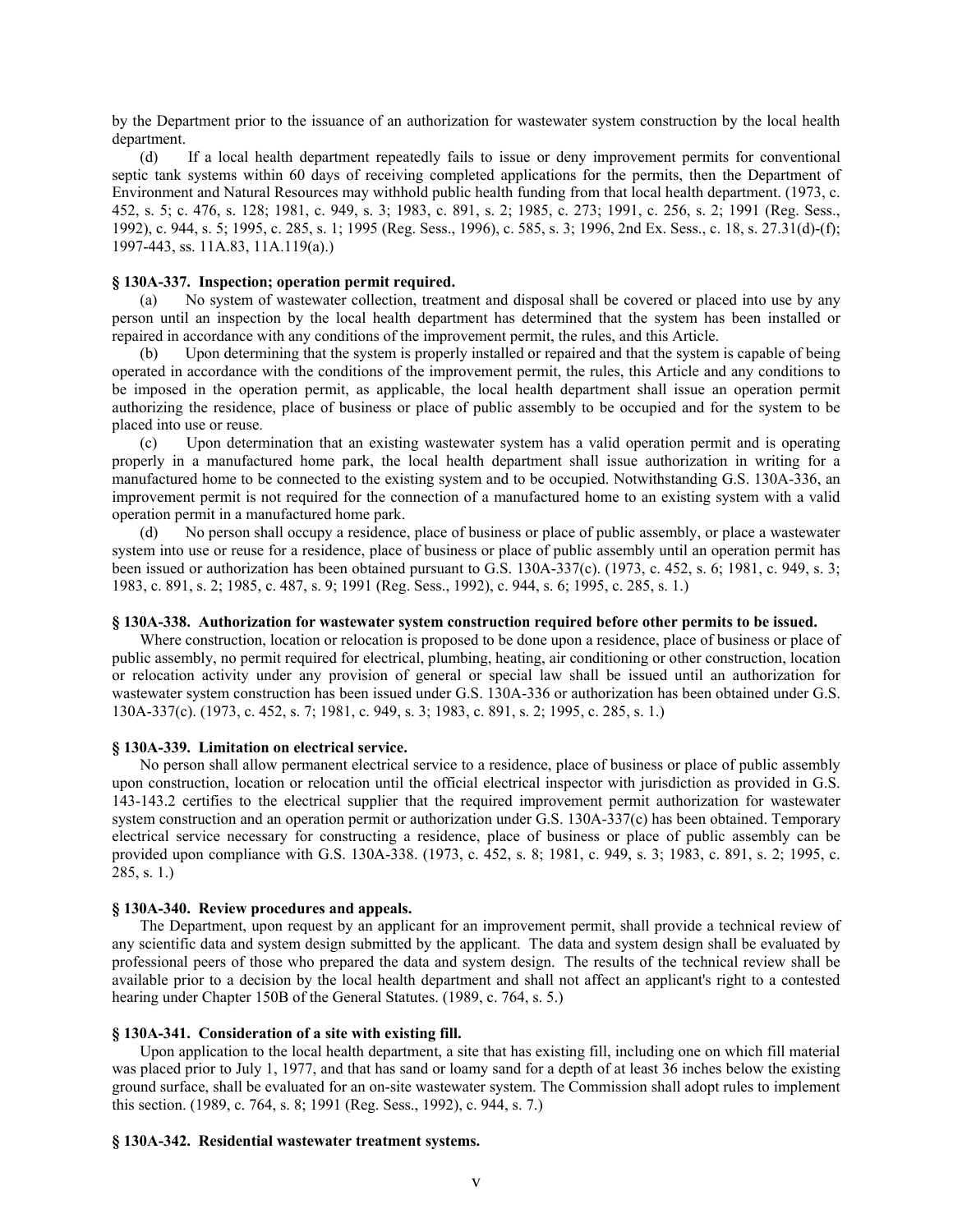by the Department prior to the issuance of an authorization for wastewater system construction by the local health department.

(d) If a local health department repeatedly fails to issue or deny improvement permits for conventional septic tank systems within 60 days of receiving completed applications for the permits, then the Department of Environment and Natural Resources may withhold public health funding from that local health department. (1973, c. 452, s. 5; c. 476, s. 128; 1981, c. 949, s. 3; 1983, c. 891, s. 2; 1985, c. 273; 1991, c. 256, s. 2; 1991 (Reg. Sess., 1992), c. 944, s. 5; 1995, c. 285, s. 1; 1995 (Reg. Sess., 1996), c. 585, s. 3; 1996, 2nd Ex. Sess., c. 18, s. 27.31(d)-(f); 1997-443, ss. 11A.83, 11A.119(a).)

**§ 130A-337. Inspection; operation permit required.**

(a) No system of wastewater collection, treatment and disposal shall be covered or placed into use by any person until an inspection by the local health department has determined that the system has been installed or repaired in accordance with any conditions of the improvement permit, the rules, and this Article.

(b) Upon determining that the system is properly installed or repaired and that the system is capable of being operated in accordance with the conditions of the improvement permit, the rules, this Article and any conditions to be imposed in the operation permit, as applicable, the local health department shall issue an operation permit authorizing the residence, place of business or place of public assembly to be occupied and for the system to be placed into use or reuse.

(c) Upon determination that an existing wastewater system has a valid operation permit and is operating properly in a manufactured home park, the local health department shall issue authorization in writing for a manufactured home to be connected to the existing system and to be occupied. Notwithstanding G.S. 130A-336, an improvement permit is not required for the connection of a manufactured home to an existing system with a valid operation permit in a manufactured home park.

(d) No person shall occupy a residence, place of business or place of public assembly, or place a wastewater system into use or reuse for a residence, place of business or place of public assembly until an operation permit has been issued or authorization has been obtained pursuant to G.S. 130A-337(c). (1973, c. 452, s. 6; 1981, c. 949, s. 3; 1983, c. 891, s. 2; 1985, c. 487, s. 9; 1991 (Reg. Sess., 1992), c. 944, s. 6; 1995, c. 285, s. 1.)

**§ 130A-338. Authorization for wastewater system construction required before other permits to be issued.**

Where construction, location or relocation is proposed to be done upon a residence, place of business or place of public assembly, no permit required for electrical, plumbing, heating, air conditioning or other construction, location or relocation activity under any provision of general or special law shall be issued until an authorization for wastewater system construction has been issued under G.S. 130A-336 or authorization has been obtained under G.S. 130A-337(c). (1973, c. 452, s. 7; 1981, c. 949, s. 3; 1983, c. 891, s. 2; 1995, c. 285, s. 1.)

**§ 130A-339. Limitation on electrical service.**

No person shall allow permanent electrical service to a residence, place of business or place of public assembly upon construction, location or relocation until the official electrical inspector with jurisdiction as provided in G.S. 143-143.2 certifies to the electrical supplier that the required improvement permit authorization for wastewater system construction and an operation permit or authorization under G.S. 130A-337(c) has been obtained. Temporary electrical service necessary for constructing a residence, place of business or place of public assembly can be provided upon compliance with G.S. 130A-338. (1973, c. 452, s. 8; 1981, c. 949, s. 3; 1983, c. 891, s. 2; 1995, c. 285, s. 1.)

**§ 130A-340. Review procedures and appeals.**

The Department, upon request by an applicant for an improvement permit, shall provide a technical review of any scientific data and system design submitted by the applicant. The data and system design shall be evaluated by professional peers of those who prepared the data and system design. The results of the technical review shall be available prior to a decision by the local health department and shall not affect an applicant's right to a contested hearing under Chapter 150B of the General Statutes. (1989, c. 764, s. 5.)

**§ 130A-341. Consideration of a site with existing fill.**

Upon application to the local health department, a site that has existing fill, including one on which fill material was placed prior to July 1, 1977, and that has sand or loamy sand for a depth of at least 36 inches below the existing ground surface, shall be evaluated for an on-site wastewater system. The Commission shall adopt rules to implement this section. (1989, c. 764, s. 8; 1991 (Reg. Sess., 1992), c. 944, s. 7.)

**§ 130A-342. Residential wastewater treatment systems.**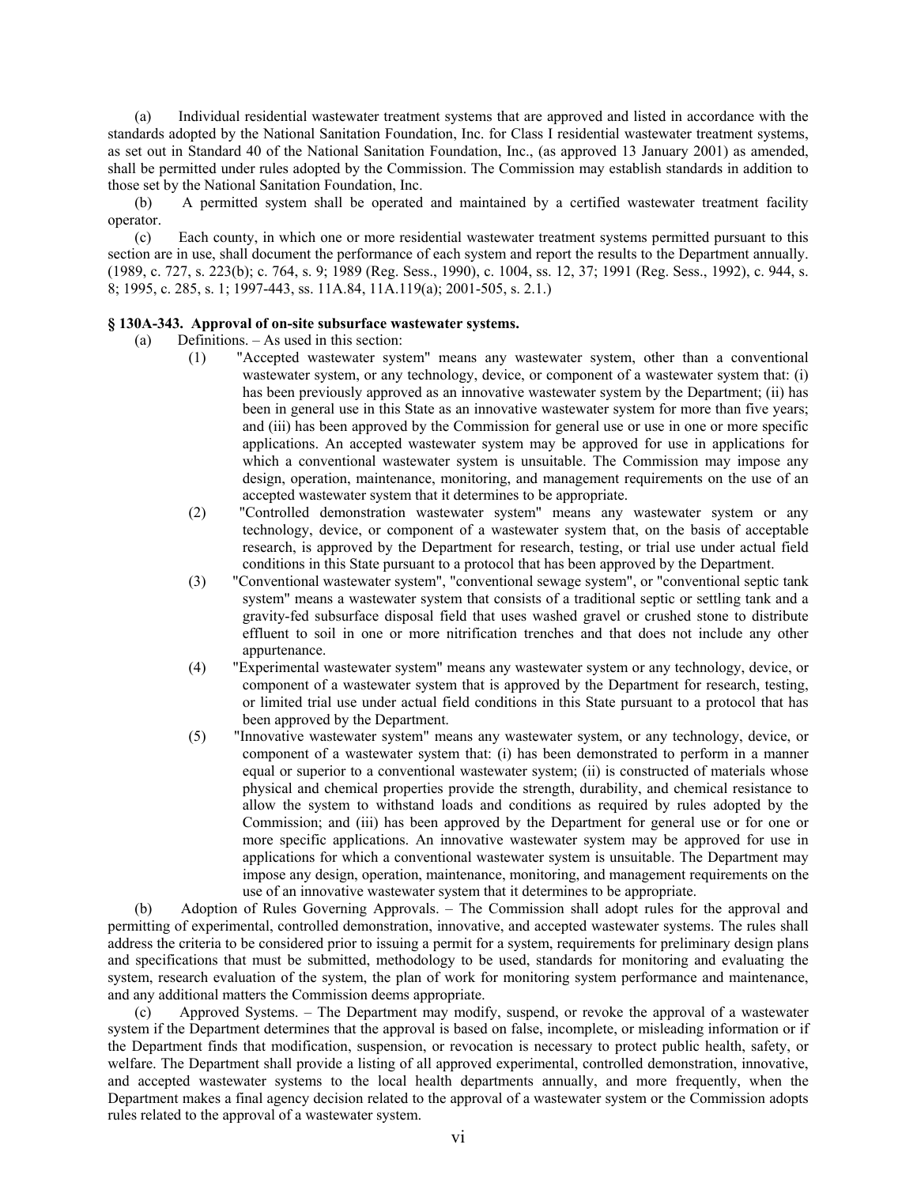(a) Individual residential wastewater treatment systems that are approved and listed in accordance with the standards adopted by the National Sanitation Foundation, Inc. for Class I residential wastewater treatment systems, as set out in Standard 40 of the National Sanitation Foundation, Inc., (as approved 13 January 2001) as amended, shall be permitted under rules adopted by the Commission. The Commission may establish standards in addition to those set by the National Sanitation Foundation, Inc.

(b) A permitted system shall be operated and maintained by a certified wastewater treatment facility operator.

(c) Each county, in which one or more residential wastewater treatment systems permitted pursuant to this section are in use, shall document the performance of each system and report the results to the Department annually. (1989, c. 727, s. 223(b); c. 764, s. 9; 1989 (Reg. Sess., 1990), c. 1004, ss. 12, 37; 1991 (Reg. Sess., 1992), c. 944, s. 8; 1995, c. 285, s. 1; 1997-443, ss. 11A.84, 11A.119(a); 2001-505, s. 2.1.)

### § 130A-343. Approval of on-site subsurface wastewater systems.

(a) Definitions. – As used in this section:

(1) "Accepted wastewater system" means any wastewater system, other than a conventional wastewater system, or any technology, device, or component of a wastewater system that: (i) has been previously approved as an innovative wastewater system by the Department; (ii) has been in general use in this State as an innovative wastewater system for more than five years; and (iii) has been approved by the Commission for general use or use in one or more specific applications. An accepted wastewater system may be approved for use in applications for which a conventional wastewater system is unsuitable. The Commission may impose any design, operation, maintenance, monitoring, and management requirements on the use of an accepted wastewater system that it determines to be appropriate.

(2) "Controlled demonstration wastewater system" means any wastewater system or any technology, device, or component of a wastewater system that, on the basis of acceptable research, is approved by the Department for research, testing, or trial use under actual field conditions in this State pursuant to a protocol that has been approved by the Department.

(3) "Conventional wastewater system", "conventional sewage system", or "conventional septic tank system" means a wastewater system that consists of a traditional septic or settling tank and a gravity-fed subsurface disposal field that uses washed gravel or crushed stone to distribute effluent to soil in one or more nitrification trenches and that does not include any other appurtenance.

(4) "Experimental wastewater system" means any wastewater system or any technology, device, or component of a wastewater system that is approved by the Department for research, testing, or limited trial use under actual field conditions in this State pursuant to a protocol that has been approved by the Department.

(5) "Innovative wastewater system" means any wastewater system, or any technology, device, or component of a wastewater system that: (i) has been demonstrated to perform in a manner equal or superior to a conventional wastewater system; (ii) is constructed of materials whose physical and chemical properties provide the strength, durability, and chemical resistance to allow the system to withstand loads and conditions as required by rules adopted by the Commission; and (iii) has been approved by the Department for general use or for one or more specific applications. An innovative wastewater system may be approved for use in applications for which a conventional wastewater system is unsuitable. The Department may impose any design, operation, maintenance, monitoring, and management requirements on the use of an innovative wastewater system that it determines to be appropriate.

(b) Adoption of Rules Governing Approvals. – The Commission shall adopt rules for the approval and permitting of experimental, controlled demonstration, innovative, and accepted wastewater systems. The rules shall address the criteria to be considered prior to issuing a permit for a system, requirements for preliminary design plans and specifications that must be submitted, methodology to be used, standards for monitoring and evaluating the system, research evaluation of the system, the plan of work for monitoring system performance and maintenance, and any additional matters the Commission deems appropriate.

(c) Approved Systems. – The Department may modify, suspend, or revoke the approval of a wastewater system if the Department determines that the approval is based on false, incomplete, or misleading information or if the Department finds that modification, suspension, or revocation is necessary to protect public health, safety, or welfare. The Department shall provide a listing of all approved experimental, controlled demonstration, innovative, and accepted wastewater systems to the local health departments annually, and more frequently, when the Department makes a final agency decision related to the approval of a wastewater system or the Commission adopts rules related to the approval of a wastewater system.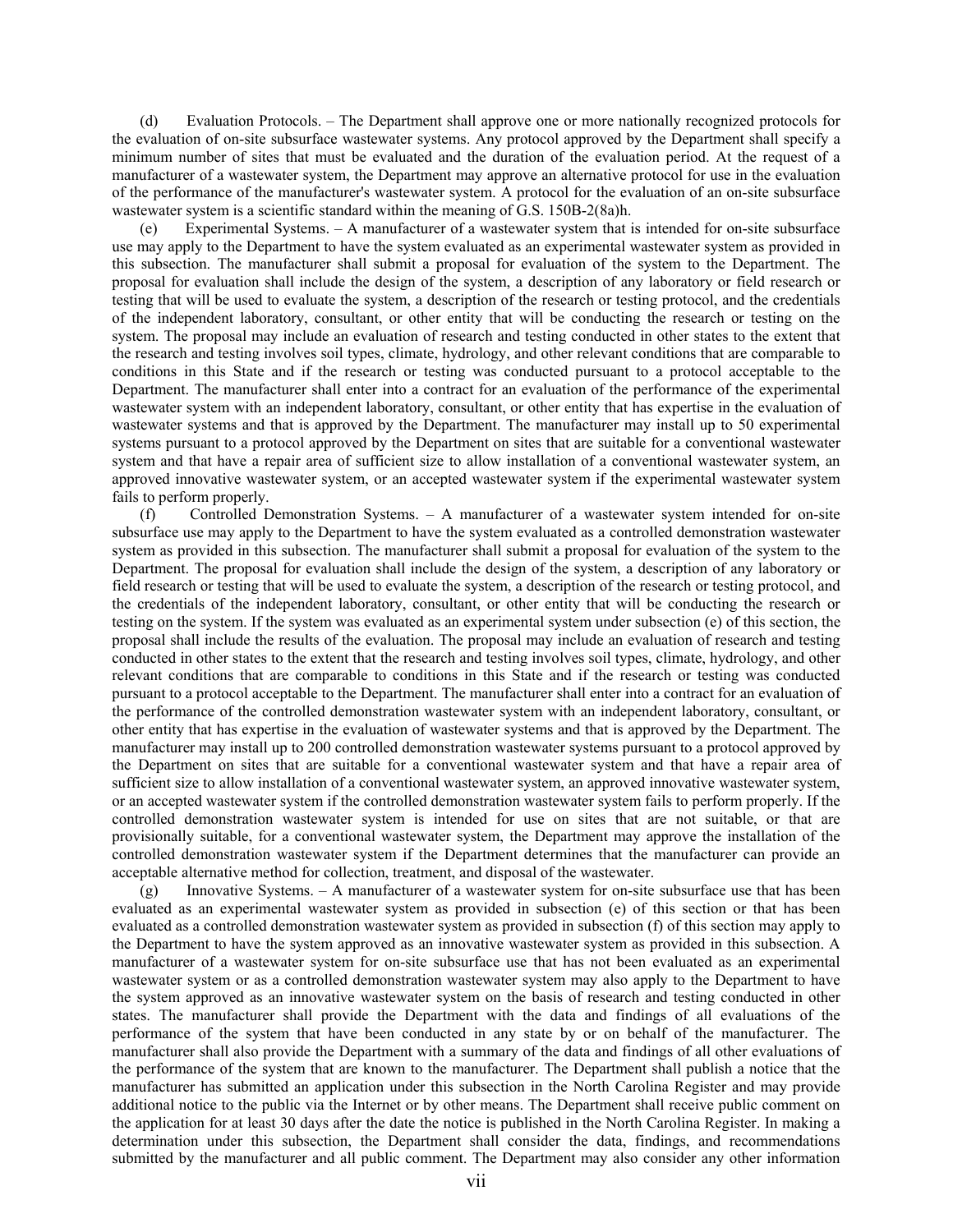(d) Evaluation Protocols. – The Department shall approve one or more nationally recognized protocols for the evaluation of on-site subsurface wastewater systems. Any protocol approved by the Department shall specify a minimum number of sites that must be evaluated and the duration of the evaluation period. At the request of a manufacturer of a wastewater system, the Department may approve an alternative protocol for use in the evaluation of the performance of the manufacturer's wastewater system. A protocol for the evaluation of an on-site subsurface wastewater system is a scientific standard within the meaning of G.S. 150B-2(8a)h.

(e) Experimental Systems. – A manufacturer of a wastewater system that is intended for on-site subsurface use may apply to the Department to have the system evaluated as an experimental wastewater system as provided in this subsection. The manufacturer shall submit a proposal for evaluation of the system to the Department. The proposal for evaluation shall include the design of the system, a description of any laboratory or field research or testing that will be used to evaluate the system, a description of the research or testing protocol, and the credentials of the independent laboratory, consultant, or other entity that will be conducting the research or testing on the system. The proposal may include an evaluation of research and testing conducted in other states to the extent that the research and testing involves soil types, climate, hydrology, and other relevant conditions that are comparable to conditions in this State and if the research or testing was conducted pursuant to a protocol acceptable to the Department. The manufacturer shall enter into a contract for an evaluation of the performance of the experimental wastewater system with an independent laboratory, consultant, or other entity that has expertise in the evaluation of wastewater systems and that is approved by the Department. The manufacturer may install up to 50 experimental systems pursuant to a protocol approved by the Department on sites that are suitable for a conventional wastewater system and that have a repair area of sufficient size to allow installation of a conventional wastewater system, an approved innovative wastewater system, or an accepted wastewater system if the experimental wastewater system fails to perform properly.

(f) Controlled Demonstration Systems. – A manufacturer of a wastewater system intended for on-site subsurface use may apply to the Department to have the system evaluated as a controlled demonstration wastewater system as provided in this subsection. The manufacturer shall submit a proposal for evaluation of the system to the Department. The proposal for evaluation shall include the design of the system, a description of any laboratory or field research or testing that will be used to evaluate the system, a description of the research or testing protocol, and the credentials of the independent laboratory, consultant, or other entity that will be conducting the research or testing on the system. If the system was evaluated as an experimental system under subsection (e) of this section, the proposal shall include the results of the evaluation. The proposal may include an evaluation of research and testing conducted in other states to the extent that the research and testing involves soil types, climate, hydrology, and other relevant conditions that are comparable to conditions in this State and if the research or testing was conducted pursuant to a protocol acceptable to the Department. The manufacturer shall enter into a contract for an evaluation of the performance of the controlled demonstration wastewater system with an independent laboratory, consultant, or other entity that has expertise in the evaluation of wastewater systems and that is approved by the Department. The manufacturer may install up to 200 controlled demonstration wastewater systems pursuant to a protocol approved by the Department on sites that are suitable for a conventional wastewater system and that have a repair area of sufficient size to allow installation of a conventional wastewater system, an approved innovative wastewater system, or an accepted wastewater system if the controlled demonstration wastewater system fails to perform properly. If the controlled demonstration wastewater system is intended for use on sites that are not suitable, or that are provisionally suitable, for a conventional wastewater system, the Department may approve the installation of the controlled demonstration wastewater system if the Department determines that the manufacturer can provide an acceptable alternative method for collection, treatment, and disposal of the wastewater.

(g) Innovative Systems. – A manufacturer of a wastewater system for on-site subsurface use that has been evaluated as an experimental wastewater system as provided in subsection (e) of this section or that has been evaluated as a controlled demonstration wastewater system as provided in subsection (f) of this section may apply to the Department to have the system approved as an innovative wastewater system as provided in this subsection. A manufacturer of a wastewater system for on-site subsurface use that has not been evaluated as an experimental wastewater system or as a controlled demonstration wastewater system may also apply to the Department to have the system approved as an innovative wastewater system on the basis of research and testing conducted in other states. The manufacturer shall provide the Department with the data and findings of all evaluations of the performance of the system that have been conducted in any state by or on behalf of the manufacturer. The manufacturer shall also provide the Department with a summary of the data and findings of all other evaluations of the performance of the system that are known to the manufacturer. The Department shall publish a notice that the manufacturer has submitted an application under this subsection in the North Carolina Register and may provide additional notice to the public via the Internet or by other means. The Department shall receive public comment on the application for at least 30 days after the date the notice is published in the North Carolina Register. In making a determination under this subsection, the Department shall consider the data, findings, and recommendations submitted by the manufacturer and all public comment. The Department may also consider any other information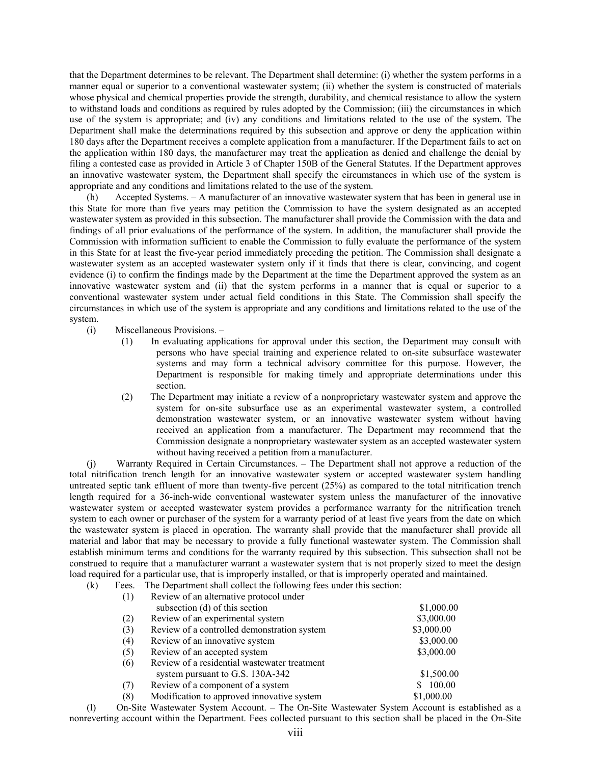that the Department determines to be relevant. The Department shall determine: (i) whether the system performs in a manner equal or superior to a conventional wastewater system; (ii) whether the system is constructed of materials whose physical and chemical properties provide the strength, durability, and chemical resistance to allow the system to withstand loads and conditions as required by rules adopted by the Commission; (iii) the circumstances in which use of the system is appropriate; and (iv) any conditions and limitations related to the use of the system. The Department shall make the determinations required by this subsection and approve or deny the application within 180 days after the Department receives a complete application from a manufacturer. If the Department fails to act on the application within 180 days, the manufacturer may treat the application as denied and challenge the denial by filing a contested case as provided in Article 3 of Chapter 150B of the General Statutes. If the Department approves an innovative wastewater system, the Department shall specify the circumstances in which use of the system is appropriate and any conditions and limitations related to the use of the system.

(h) Accepted Systems. – A manufacturer of an innovative wastewater system that has been in general use in this State for more than five years may petition the Commission to have the system designated as an accepted wastewater system as provided in this subsection. The manufacturer shall provide the Commission with the data and findings of all prior evaluations of the performance of the system. In addition, the manufacturer shall provide the Commission with information sufficient to enable the Commission to fully evaluate the performance of the system in this State for at least the five-year period immediately preceding the petition. The Commission shall designate a wastewater system as an accepted wastewater system only if it finds that there is clear, convincing, and cogent evidence (i) to confirm the findings made by the Department at the time the Department approved the system as an innovative wastewater system and (ii) that the system performs in a manner that is equal or superior to a conventional wastewater system under actual field conditions in this State. The Commission shall specify the circumstances in which use of the system is appropriate and any conditions and limitations related to the use of the system.

(i) Miscellaneous Provisions. –

(1) In evaluating applications for approval under this section, the Department may consult with persons who have special training and experience related to on-site subsurface wastewater systems and may form a technical advisory committee for this purpose. However, the Department is responsible for making timely and appropriate determinations under this section.

(2) The Department may initiate a review of a nonproprietary wastewater system and approve the system for on-site subsurface use as an experimental wastewater system, a controlled demonstration wastewater system, or an innovative wastewater system without having received an application from a manufacturer. The Department may recommend that the Commission designate a nonproprietary wastewater system as an accepted wastewater system without having received a petition from a manufacturer.

(j) Warranty Required in Certain Circumstances. – The Department shall not approve a reduction of the total nitrification trench length for an innovative wastewater system or accepted wastewater system handling untreated septic tank effluent of more than twenty-five percent (25%) as compared to the total nitrification trench length required for a 36-inch-wide conventional wastewater system unless the manufacturer of the innovative wastewater system or accepted wastewater system provides a performance warranty for the nitrification trench system to each owner or purchaser of the system for a warranty period of at least five years from the date on which the wastewater system is placed in operation. The warranty shall provide that the manufacturer shall provide all material and labor that may be necessary to provide a fully functional wastewater system. The Commission shall establish minimum terms and conditions for the warranty required by this subsection. This subsection shall not be construed to require that a manufacturer warrant a wastewater system that is not properly sized to meet the design load required for a particular use, that is improperly installed, or that is improperly operated and maintained.

(k) Fees. – The Department shall collect the following fees under this section:

| | | |
|---|---|---|
| (1) | Review of an alternative protocol under subsection (d) of this section | $1,000.00 |
| (2) | Review of an experimental system | $3,000.00 |
| (3) | Review of a controlled demonstration system | $3,000.00 |
| (4) | Review of an innovative system | $3,000.00 |
| (5) | Review of an accepted system | $3,000.00 |
| (6) | Review of a residential wastewater treatment system pursuant to G.S. 130A-342 | $1,500.00 |
| (7) | Review of a component of a system | $ 100.00 |
| (8) | Modification to approved innovative system | $1,000.00 |

(l) On-Site Wastewater System Account. – The On-Site Wastewater System Account is established as a nonreverting account within the Department. Fees collected pursuant to this section shall be placed in the On-Site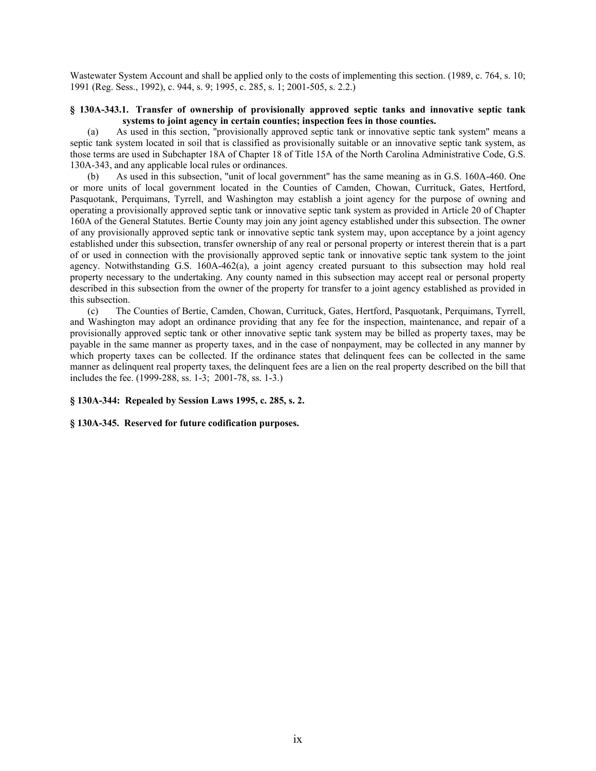Wastewater System Account and shall be applied only to the costs of implementing this section. (1989, c. 764, s. 10; 1991 (Reg. Sess., 1992), c. 944, s. 9; 1995, c. 285, s. 1; 2001-505, s. 2.2.)

**§ 130A-343.1. Transfer of ownership of provisionally approved septic tanks and innovative septic tank systems to joint agency in certain counties; inspection fees in those counties.**

(a) As used in this section, "provisionally approved septic tank or innovative septic tank system" means a septic tank system located in soil that is classified as provisionally suitable or an innovative septic tank system, as those terms are used in Subchapter 18A of Chapter 18 of Title 15A of the North Carolina Administrative Code, G.S. 130A-343, and any applicable local rules or ordinances.

(b) As used in this subsection, "unit of local government" has the same meaning as in G.S. 160A-460. One or more units of local government located in the Counties of Camden, Chowan, Currituck, Gates, Hertford, Pasquotank, Perquimans, Tyrrell, and Washington may establish a joint agency for the purpose of owning and operating a provisionally approved septic tank or innovative septic tank system as provided in Article 20 of Chapter 160A of the General Statutes. Bertie County may join any joint agency established under this subsection. The owner of any provisionally approved septic tank or innovative septic tank system may, upon acceptance by a joint agency established under this subsection, transfer ownership of any real or personal property or interest therein that is a part of or used in connection with the provisionally approved septic tank or innovative septic tank system to the joint agency. Notwithstanding G.S. 160A-462(a), a joint agency created pursuant to this subsection may hold real property necessary to the undertaking. Any county named in this subsection may accept real or personal property described in this subsection from the owner of the property for transfer to a joint agency established as provided in this subsection.

(c) The Counties of Bertie, Camden, Chowan, Currituck, Gates, Hertford, Pasquotank, Perquimans, Tyrrell, and Washington may adopt an ordinance providing that any fee for the inspection, maintenance, and repair of a provisionally approved septic tank or other innovative septic tank system may be billed as property taxes, may be payable in the same manner as property taxes, and in the case of nonpayment, may be collected in any manner by which property taxes can be collected. If the ordinance states that delinquent fees can be collected in the same manner as delinquent real property taxes, the delinquent fees are a lien on the real property described on the bill that includes the fee. (1999-288, ss. 1-3; 2001-78, ss. 1-3.)

**§ 130A-344: Repealed by Session Laws 1995, c. 285, s. 2.**

**§ 130A-345. Reserved for future codification purposes.**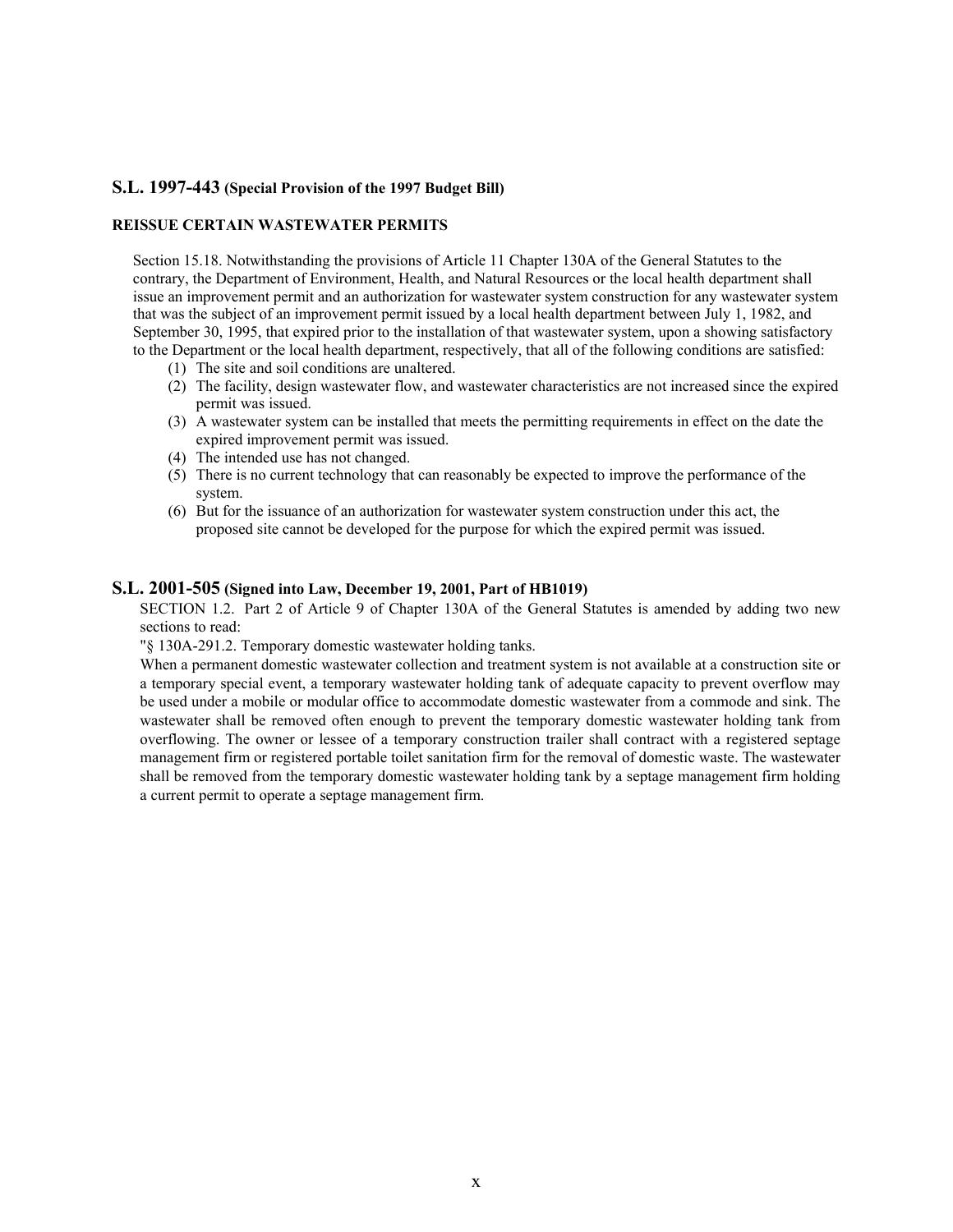## S.L. 1997-443 (Special Provision of the 1997 Budget Bill)

### REISSUE CERTAIN WASTEWATER PERMITS

Section 15.18. Notwithstanding the provisions of Article 11 Chapter 130A of the General Statutes to the contrary, the Department of Environment, Health, and Natural Resources or the local health department shall issue an improvement permit and an authorization for wastewater system construction for any wastewater system that was the subject of an improvement permit issued by a local health department between July 1, 1982, and September 30, 1995, that expired prior to the installation of that wastewater system, upon a showing satisfactory to the Department or the local health department, respectively, that all of the following conditions are satisfied:

1. The site and soil conditions are unaltered.
2. The facility, design wastewater flow, and wastewater characteristics are not increased since the expired permit was issued.
3. A wastewater system can be installed that meets the permitting requirements in effect on the date the expired improvement permit was issued.
4. The intended use has not changed.
5. There is no current technology that can reasonably be expected to improve the performance of the system.
6. But for the issuance of an authorization for wastewater system construction under this act, the proposed site cannot be developed for the purpose for which the expired permit was issued.

## S.L. 2001-505 (Signed into Law, December 19, 2001, Part of HB1019)

SECTION 1.2. Part 2 of Article 9 of Chapter 130A of the General Statutes is amended by adding two new sections to read:

"§ 130A-291.2. Temporary domestic wastewater holding tanks.

When a permanent domestic wastewater collection and treatment system is not available at a construction site or a temporary special event, a temporary wastewater holding tank of adequate capacity to prevent overflow may be used under a mobile or modular office to accommodate domestic wastewater from a commode and sink. The wastewater shall be removed often enough to prevent the temporary domestic wastewater holding tank from overflowing. The owner or lessee of a temporary construction trailer shall contract with a registered septage management firm or registered portable toilet sanitation firm for the removal of domestic waste. The wastewater shall be removed from the temporary domestic wastewater holding tank by a septage management firm holding a current permit to operate a septage management firm.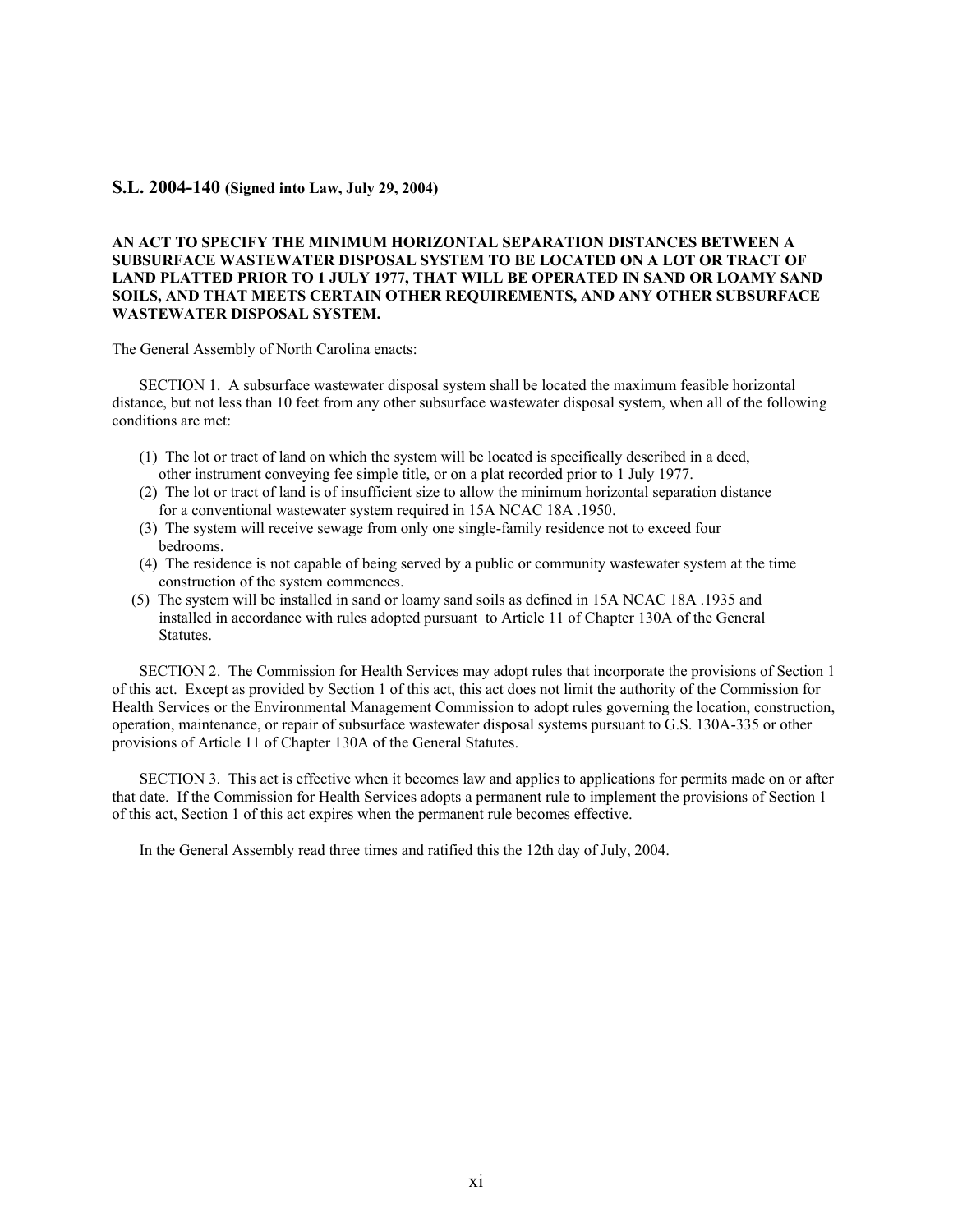**S.L. 2004-140** **(Signed into Law, July 29, 2004)**

**AN ACT TO SPECIFY THE MINIMUM HORIZONTAL SEPARATION DISTANCES BETWEEN A SUBSURFACE WASTEWATER DISPOSAL SYSTEM TO BE LOCATED ON A LOT OR TRACT OF LAND PLATTED PRIOR TO 1 JULY 1977, THAT WILL BE OPERATED IN SAND OR LOAMY SAND SOILS, AND THAT MEETS CERTAIN OTHER REQUIREMENTS, AND ANY OTHER SUBSURFACE WASTEWATER DISPOSAL SYSTEM.**

The General Assembly of North Carolina enacts:

SECTION 1. A subsurface wastewater disposal system shall be located the maximum feasible horizontal distance, but not less than 10 feet from any other subsurface wastewater disposal system, when all of the following conditions are met:

(1) The lot or tract of land on which the system will be located is specifically described in a deed, other instrument conveying fee simple title, or on a plat recorded prior to 1 July 1977.
(2) The lot or tract of land is of insufficient size to allow the minimum horizontal separation distance for a conventional wastewater system required in 15A NCAC 18A .1950.
(3) The system will receive sewage from only one single-family residence not to exceed four bedrooms.
(4) The residence is not capable of being served by a public or community wastewater system at the time construction of the system commences.
(5) The system will be installed in sand or loamy sand soils as defined in 15A NCAC 18A .1935 and installed in accordance with rules adopted pursuant to Article 11 of Chapter 130A of the General Statutes.

SECTION 2. The Commission for Health Services may adopt rules that incorporate the provisions of Section 1 of this act. Except as provided by Section 1 of this act, this act does not limit the authority of the Commission for Health Services or the Environmental Management Commission to adopt rules governing the location, construction, operation, maintenance, or repair of subsurface wastewater disposal systems pursuant to G.S. 130A-335 or other provisions of Article 11 of Chapter 130A of the General Statutes.

SECTION 3. This act is effective when it becomes law and applies to applications for permits made on or after that date. If the Commission for Health Services adopts a permanent rule to implement the provisions of Section 1 of this act, Section 1 of this act expires when the permanent rule becomes effective.

In the General Assembly read three times and ratified this the 12th day of July, 2004.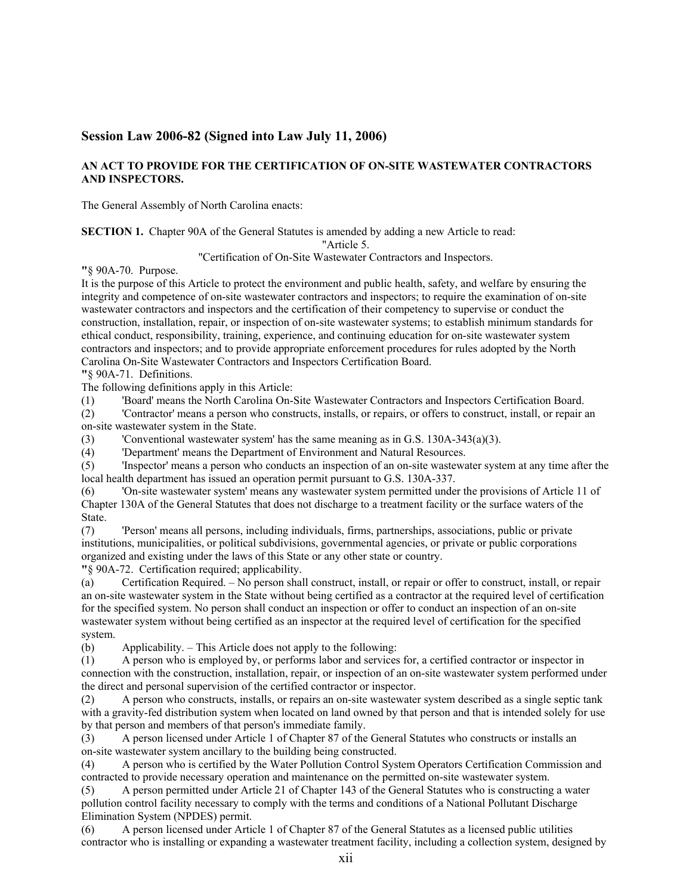## Session Law 2006-82 (Signed into Law July 11, 2006)

**AN ACT TO PROVIDE FOR THE CERTIFICATION OF ON-SITE WASTEWATER CONTRACTORS AND INSPECTORS.**

The General Assembly of North Carolina enacts:

**SECTION 1.** Chapter 90A of the General Statutes is amended by adding a new Article to read:

"Article 5.

"Certification of On-Site Wastewater Contractors and Inspectors.

"§ 90A-70. Purpose.

It is the purpose of this Article to protect the environment and public health, safety, and welfare by ensuring the integrity and competence of on-site wastewater contractors and inspectors; to require the examination of on-site wastewater contractors and inspectors and the certification of their competency to supervise or conduct the construction, installation, repair, or inspection of on-site wastewater systems; to establish minimum standards for ethical conduct, responsibility, training, experience, and continuing education for on-site wastewater system contractors and inspectors; and to provide appropriate enforcement procedures for rules adopted by the North Carolina On-Site Wastewater Contractors and Inspectors Certification Board.

"§ 90A-71. Definitions.

The following definitions apply in this Article:

(1) 'Board' means the North Carolina On-Site Wastewater Contractors and Inspectors Certification Board.

(2) 'Contractor' means a person who constructs, installs, or repairs, or offers to construct, install, or repair an on-site wastewater system in the State.

(3) 'Conventional wastewater system' has the same meaning as in G.S. 130A-343(a)(3).

(4) 'Department' means the Department of Environment and Natural Resources.

(5) 'Inspector' means a person who conducts an inspection of an on-site wastewater system at any time after the local health department has issued an operation permit pursuant to G.S. 130A-337.

(6) 'On-site wastewater system' means any wastewater system permitted under the provisions of Article 11 of Chapter 130A of the General Statutes that does not discharge to a treatment facility or the surface waters of the State.

(7) 'Person' means all persons, including individuals, firms, partnerships, associations, public or private institutions, municipalities, or political subdivisions, governmental agencies, or private or public corporations organized and existing under the laws of this State or any other state or country.

"§ 90A-72. Certification required; applicability.

(a) Certification Required. – No person shall construct, install, or repair or offer to construct, install, or repair an on-site wastewater system in the State without being certified as a contractor at the required level of certification for the specified system. No person shall conduct an inspection or offer to conduct an inspection of an on-site wastewater system without being certified as an inspector at the required level of certification for the specified system.

(b) Applicability. – This Article does not apply to the following:

(1) A person who is employed by, or performs labor and services for, a certified contractor or inspector in connection with the construction, installation, repair, or inspection of an on-site wastewater system performed under the direct and personal supervision of the certified contractor or inspector.

(2) A person who constructs, installs, or repairs an on-site wastewater system described as a single septic tank with a gravity-fed distribution system when located on land owned by that person and that is intended solely for use by that person and members of that person's immediate family.

(3) A person licensed under Article 1 of Chapter 87 of the General Statutes who constructs or installs an on-site wastewater system ancillary to the building being constructed.

(4) A person who is certified by the Water Pollution Control System Operators Certification Commission and contracted to provide necessary operation and maintenance on the permitted on-site wastewater system.

(5) A person permitted under Article 21 of Chapter 143 of the General Statutes who is constructing a water pollution control facility necessary to comply with the terms and conditions of a National Pollutant Discharge Elimination System (NPDES) permit.

(6) A person licensed under Article 1 of Chapter 87 of the General Statutes as a licensed public utilities contractor who is installing or expanding a wastewater treatment facility, including a collection system, designed by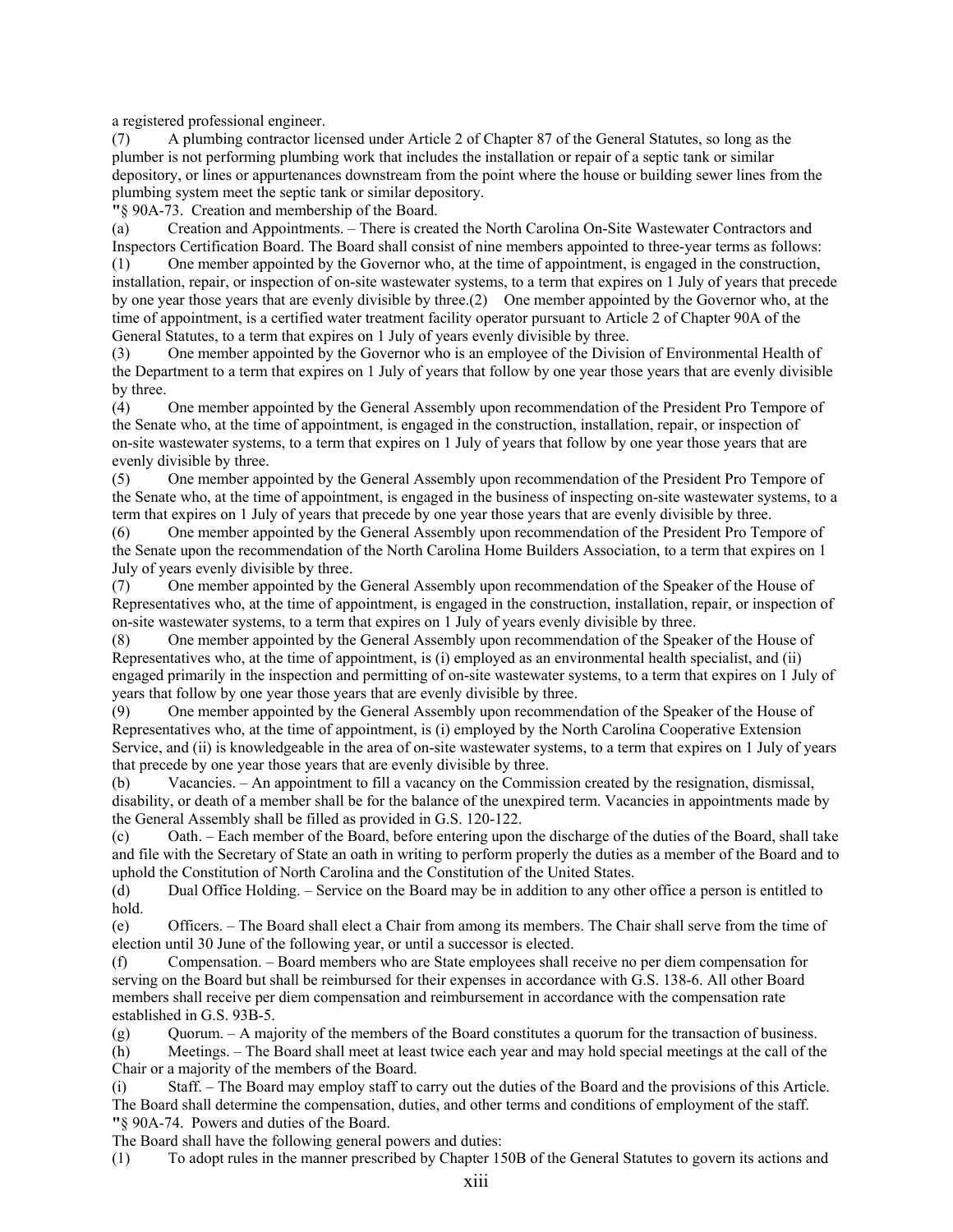a registered professional engineer.

(7) A plumbing contractor licensed under Article 2 of Chapter 87 of the General Statutes, so long as the plumber is not performing plumbing work that includes the installation or repair of a septic tank or similar depository, or lines or appurtenances downstream from the point where the house or building sewer lines from the plumbing system meet the septic tank or similar depository.

"§ 90A-73. Creation and membership of the Board.

(a) Creation and Appointments. – There is created the North Carolina On-Site Wastewater Contractors and Inspectors Certification Board. The Board shall consist of nine members appointed to three-year terms as follows:

(1) One member appointed by the Governor who, at the time of appointment, is engaged in the construction, installation, repair, or inspection of on-site wastewater systems, to a term that expires on 1 July of years that precede by one year those years that are evenly divisible by three.(2) One member appointed by the Governor who, at the time of appointment, is a certified water treatment facility operator pursuant to Article 2 of Chapter 90A of the General Statutes, to a term that expires on 1 July of years evenly divisible by three.

(3) One member appointed by the Governor who is an employee of the Division of Environmental Health of the Department to a term that expires on 1 July of years that follow by one year those years that are evenly divisible by three.

(4) One member appointed by the General Assembly upon recommendation of the President Pro Tempore of the Senate who, at the time of appointment, is engaged in the construction, installation, repair, or inspection of on-site wastewater systems, to a term that expires on 1 July of years that follow by one year those years that are evenly divisible by three.

(5) One member appointed by the General Assembly upon recommendation of the President Pro Tempore of the Senate who, at the time of appointment, is engaged in the business of inspecting on-site wastewater systems, to a term that expires on 1 July of years that precede by one year those years that are evenly divisible by three.

(6) One member appointed by the General Assembly upon recommendation of the President Pro Tempore of the Senate upon the recommendation of the North Carolina Home Builders Association, to a term that expires on 1 July of years evenly divisible by three.

(7) One member appointed by the General Assembly upon recommendation of the Speaker of the House of Representatives who, at the time of appointment, is engaged in the construction, installation, repair, or inspection of on-site wastewater systems, to a term that expires on 1 July of years evenly divisible by three.

(8) One member appointed by the General Assembly upon recommendation of the Speaker of the House of Representatives who, at the time of appointment, is (i) employed as an environmental health specialist, and (ii) engaged primarily in the inspection and permitting of on-site wastewater systems, to a term that expires on 1 July of years that follow by one year those years that are evenly divisible by three.

(9) One member appointed by the General Assembly upon recommendation of the Speaker of the House of Representatives who, at the time of appointment, is (i) employed by the North Carolina Cooperative Extension Service, and (ii) is knowledgeable in the area of on-site wastewater systems, to a term that expires on 1 July of years that precede by one year those years that are evenly divisible by three.

(b) Vacancies. – An appointment to fill a vacancy on the Commission created by the resignation, dismissal, disability, or death of a member shall be for the balance of the unexpired term. Vacancies in appointments made by the General Assembly shall be filled as provided in G.S. 120-122.

(c) Oath. – Each member of the Board, before entering upon the discharge of the duties of the Board, shall take and file with the Secretary of State an oath in writing to perform properly the duties as a member of the Board and to uphold the Constitution of North Carolina and the Constitution of the United States.

(d) Dual Office Holding. – Service on the Board may be in addition to any other office a person is entitled to hold.

(e) Officers. – The Board shall elect a Chair from among its members. The Chair shall serve from the time of election until 30 June of the following year, or until a successor is elected.

(f) Compensation. – Board members who are State employees shall receive no per diem compensation for serving on the Board but shall be reimbursed for their expenses in accordance with G.S. 138-6. All other Board members shall receive per diem compensation and reimbursement in accordance with the compensation rate established in G.S. 93B-5.

(g) Quorum. – A majority of the members of the Board constitutes a quorum for the transaction of business.

(h) Meetings. – The Board shall meet at least twice each year and may hold special meetings at the call of the Chair or a majority of the members of the Board.

(i) Staff. – The Board may employ staff to carry out the duties of the Board and the provisions of this Article. The Board shall determine the compensation, duties, and other terms and conditions of employment of the staff.

"§ 90A-74. Powers and duties of the Board.

The Board shall have the following general powers and duties:

(1) To adopt rules in the manner prescribed by Chapter 150B of the General Statutes to govern its actions and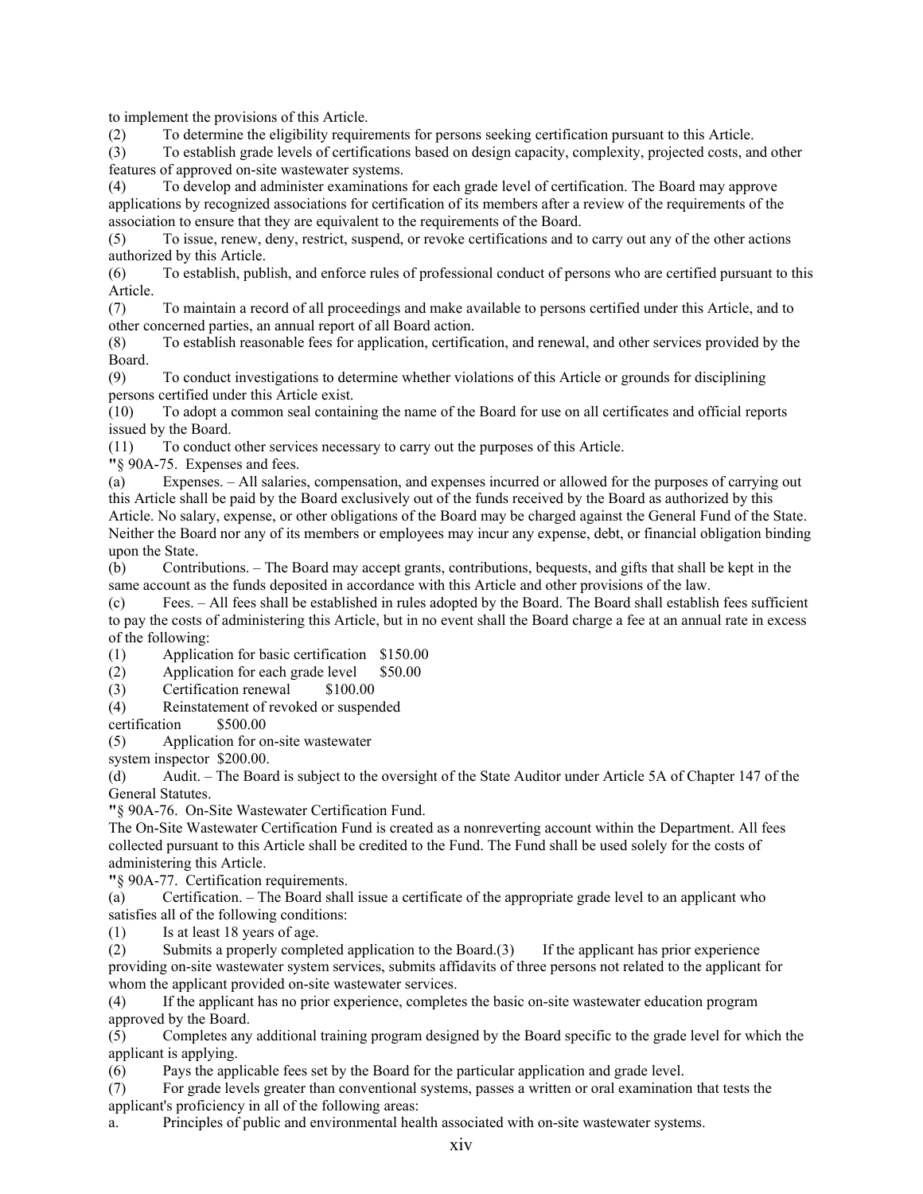to implement the provisions of this Article.

(2) To determine the eligibility requirements for persons seeking certification pursuant to this Article.

(3) To establish grade levels of certifications based on design capacity, complexity, projected costs, and other features of approved on-site wastewater systems.

(4) To develop and administer examinations for each grade level of certification. The Board may approve applications by recognized associations for certification of its members after a review of the requirements of the association to ensure that they are equivalent to the requirements of the Board.

(5) To issue, renew, deny, restrict, suspend, or revoke certifications and to carry out any of the other actions authorized by this Article.

(6) To establish, publish, and enforce rules of professional conduct of persons who are certified pursuant to this Article.

(7) To maintain a record of all proceedings and make available to persons certified under this Article, and to other concerned parties, an annual report of all Board action.

(8) To establish reasonable fees for application, certification, and renewal, and other services provided by the Board.

(9) To conduct investigations to determine whether violations of this Article or grounds for disciplining persons certified under this Article exist.

(10) To adopt a common seal containing the name of the Board for use on all certificates and official reports issued by the Board.

(11) To conduct other services necessary to carry out the purposes of this Article.

"§ 90A-75. Expenses and fees.

(a) Expenses. – All salaries, compensation, and expenses incurred or allowed for the purposes of carrying out this Article shall be paid by the Board exclusively out of the funds received by the Board as authorized by this Article. No salary, expense, or other obligations of the Board may be charged against the General Fund of the State. Neither the Board nor any of its members or employees may incur any expense, debt, or financial obligation binding upon the State.

(b) Contributions. – The Board may accept grants, contributions, bequests, and gifts that shall be kept in the same account as the funds deposited in accordance with this Article and other provisions of the law.

(c) Fees. – All fees shall be established in rules adopted by the Board. The Board shall establish fees sufficient to pay the costs of administering this Article, but in no event shall the Board charge a fee at an annual rate in excess of the following:

(1) Application for basic certification $150.00

(2) Application for each grade level $50.00

(3) Certification renewal $100.00

(4) Reinstatement of revoked or suspended certification $500.00

(5) Application for on-site wastewater system inspector $200.00.

(d) Audit. – The Board is subject to the oversight of the State Auditor under Article 5A of Chapter 147 of the General Statutes.

"§ 90A-76. On-Site Wastewater Certification Fund.

The On-Site Wastewater Certification Fund is created as a nonreverting account within the Department. All fees collected pursuant to this Article shall be credited to the Fund. The Fund shall be used solely for the costs of administering this Article.

"§ 90A-77. Certification requirements.

(a) Certification. – The Board shall issue a certificate of the appropriate grade level to an applicant who satisfies all of the following conditions:

(1) Is at least 18 years of age.

(2) Submits a properly completed application to the Board.(3) If the applicant has prior experience providing on-site wastewater system services, submits affidavits of three persons not related to the applicant for whom the applicant provided on-site wastewater services.

(4) If the applicant has no prior experience, completes the basic on-site wastewater education program approved by the Board.

(5) Completes any additional training program designed by the Board specific to the grade level for which the applicant is applying.

(6) Pays the applicable fees set by the Board for the particular application and grade level.

(7) For grade levels greater than conventional systems, passes a written or oral examination that tests the applicant's proficiency in all of the following areas:

a. Principles of public and environmental health associated with on-site wastewater systems.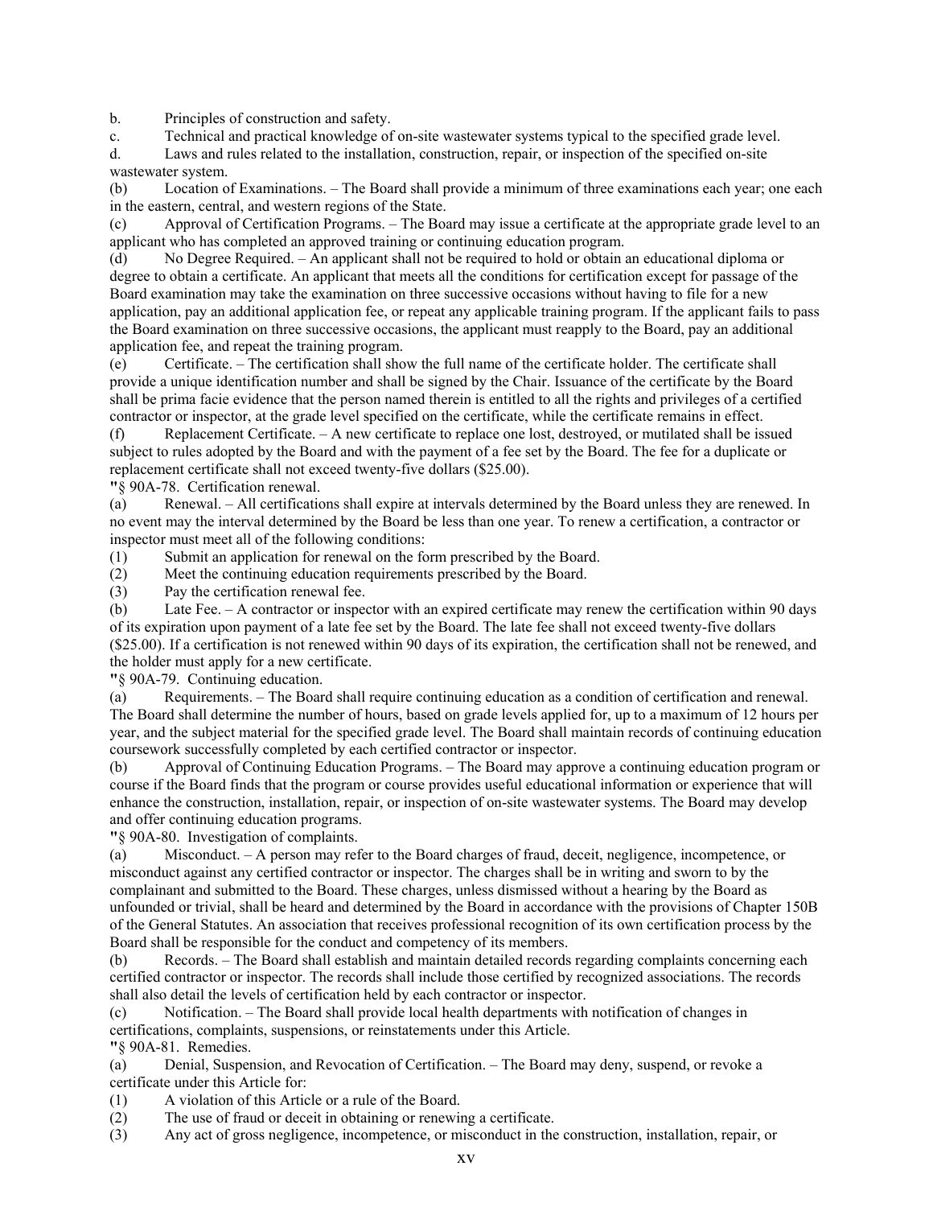b. Principles of construction and safety.

c. Technical and practical knowledge of on-site wastewater systems typical to the specified grade level.

d. Laws and rules related to the installation, construction, repair, or inspection of the specified on-site wastewater system.

(b) Location of Examinations. – The Board shall provide a minimum of three examinations each year; one each in the eastern, central, and western regions of the State.

(c) Approval of Certification Programs. – The Board may issue a certificate at the appropriate grade level to an applicant who has completed an approved training or continuing education program.

(d) No Degree Required. – An applicant shall not be required to hold or obtain an educational diploma or degree to obtain a certificate. An applicant that meets all the conditions for certification except for passage of the Board examination may take the examination on three successive occasions without having to file for a new application, pay an additional application fee, or repeat any applicable training program. If the applicant fails to pass the Board examination on three successive occasions, the applicant must reapply to the Board, pay an additional application fee, and repeat the training program.

(e) Certificate. – The certification shall show the full name of the certificate holder. The certificate shall provide a unique identification number and shall be signed by the Chair. Issuance of the certificate by the Board shall be prima facie evidence that the person named therein is entitled to all the rights and privileges of a certified contractor or inspector, at the grade level specified on the certificate, while the certificate remains in effect.

(f) Replacement Certificate. – A new certificate to replace one lost, destroyed, or mutilated shall be issued subject to rules adopted by the Board and with the payment of a fee set by the Board. The fee for a duplicate or replacement certificate shall not exceed twenty-five dollars ($25.00).

"§ 90A-78. Certification renewal.

(a) Renewal. – All certifications shall expire at intervals determined by the Board unless they are renewed. In no event may the interval determined by the Board be less than one year. To renew a certification, a contractor or inspector must meet all of the following conditions:

(1) Submit an application for renewal on the form prescribed by the Board.

(2) Meet the continuing education requirements prescribed by the Board.

(3) Pay the certification renewal fee.

(b) Late Fee. – A contractor or inspector with an expired certificate may renew the certification within 90 days of its expiration upon payment of a late fee set by the Board. The late fee shall not exceed twenty-five dollars ($25.00). If a certification is not renewed within 90 days of its expiration, the certification shall not be renewed, and the holder must apply for a new certificate.

"§ 90A-79. Continuing education.

(a) Requirements. – The Board shall require continuing education as a condition of certification and renewal. The Board shall determine the number of hours, based on grade levels applied for, up to a maximum of 12 hours per year, and the subject material for the specified grade level. The Board shall maintain records of continuing education coursework successfully completed by each certified contractor or inspector.

(b) Approval of Continuing Education Programs. – The Board may approve a continuing education program or course if the Board finds that the program or course provides useful educational information or experience that will enhance the construction, installation, repair, or inspection of on-site wastewater systems. The Board may develop and offer continuing education programs.

"§ 90A-80. Investigation of complaints.

(a) Misconduct. – A person may refer to the Board charges of fraud, deceit, negligence, incompetence, or misconduct against any certified contractor or inspector. The charges shall be in writing and sworn to by the complainant and submitted to the Board. These charges, unless dismissed without a hearing by the Board as unfounded or trivial, shall be heard and determined by the Board in accordance with the provisions of Chapter 150B of the General Statutes. An association that receives professional recognition of its own certification process by the Board shall be responsible for the conduct and competency of its members.

(b) Records. – The Board shall establish and maintain detailed records regarding complaints concerning each certified contractor or inspector. The records shall include those certified by recognized associations. The records shall also detail the levels of certification held by each contractor or inspector.

(c) Notification. – The Board shall provide local health departments with notification of changes in certifications, complaints, suspensions, or reinstatements under this Article.

"§ 90A-81. Remedies.

(a) Denial, Suspension, and Revocation of Certification. – The Board may deny, suspend, or revoke a certificate under this Article for:

(1) A violation of this Article or a rule of the Board.

(2) The use of fraud or deceit in obtaining or renewing a certificate.

(3) Any act of gross negligence, incompetence, or misconduct in the construction, installation, repair, or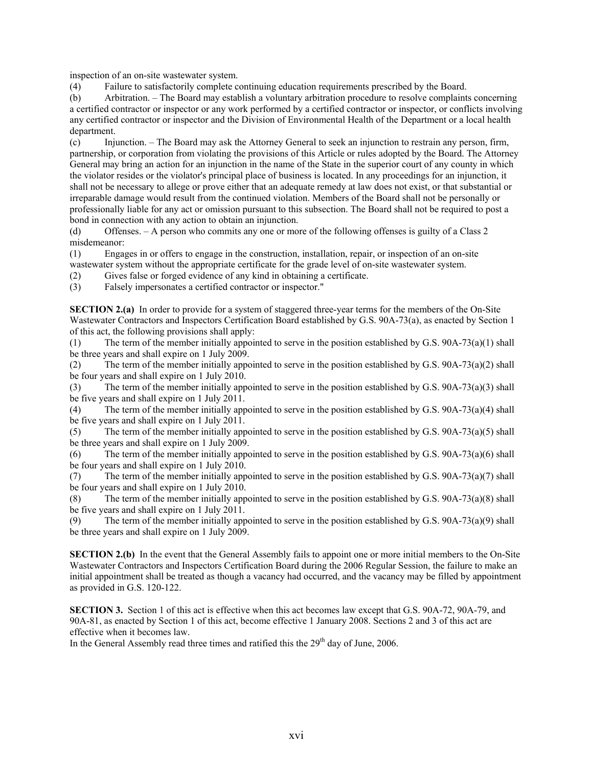inspection of an on-site wastewater system.

(4) Failure to satisfactorily complete continuing education requirements prescribed by the Board.

(b) Arbitration. – The Board may establish a voluntary arbitration procedure to resolve complaints concerning a certified contractor or inspector or any work performed by a certified contractor or inspector, or conflicts involving any certified contractor or inspector and the Division of Environmental Health of the Department or a local health department.

(c) Injunction. – The Board may ask the Attorney General to seek an injunction to restrain any person, firm, partnership, or corporation from violating the provisions of this Article or rules adopted by the Board. The Attorney General may bring an action for an injunction in the name of the State in the superior court of any county in which the violator resides or the violator's principal place of business is located. In any proceedings for an injunction, it shall not be necessary to allege or prove either that an adequate remedy at law does not exist, or that substantial or irreparable damage would result from the continued violation. Members of the Board shall not be personally or professionally liable for any act or omission pursuant to this subsection. The Board shall not be required to post a bond in connection with any action to obtain an injunction.

(d) Offenses. – A person who commits any one or more of the following offenses is guilty of a Class 2 misdemeanor:

(1) Engages in or offers to engage in the construction, installation, repair, or inspection of an on-site wastewater system without the appropriate certificate for the grade level of on-site wastewater system.

(2) Gives false or forged evidence of any kind in obtaining a certificate.

(3) Falsely impersonates a certified contractor or inspector."

**SECTION 2.(a)** In order to provide for a system of staggered three-year terms for the members of the On-Site Wastewater Contractors and Inspectors Certification Board established by G.S. 90A-73(a), as enacted by Section 1 of this act, the following provisions shall apply:

(1) The term of the member initially appointed to serve in the position established by G.S. 90A-73(a)(1) shall be three years and shall expire on 1 July 2009.

(2) The term of the member initially appointed to serve in the position established by G.S. 90A-73(a)(2) shall be four years and shall expire on 1 July 2010.

(3) The term of the member initially appointed to serve in the position established by G.S. 90A-73(a)(3) shall be five years and shall expire on 1 July 2011.

(4) The term of the member initially appointed to serve in the position established by G.S. 90A-73(a)(4) shall be five years and shall expire on 1 July 2011.

(5) The term of the member initially appointed to serve in the position established by G.S. 90A-73(a)(5) shall be three years and shall expire on 1 July 2009.

(6) The term of the member initially appointed to serve in the position established by G.S. 90A-73(a)(6) shall be four years and shall expire on 1 July 2010.

(7) The term of the member initially appointed to serve in the position established by G.S. 90A-73(a)(7) shall be four years and shall expire on 1 July 2010.

(8) The term of the member initially appointed to serve in the position established by G.S. 90A-73(a)(8) shall be five years and shall expire on 1 July 2011.

(9) The term of the member initially appointed to serve in the position established by G.S. 90A-73(a)(9) shall be three years and shall expire on 1 July 2009.

**SECTION 2.(b)** In the event that the General Assembly fails to appoint one or more initial members to the On-Site Wastewater Contractors and Inspectors Certification Board during the 2006 Regular Session, the failure to make an initial appointment shall be treated as though a vacancy had occurred, and the vacancy may be filled by appointment as provided in G.S. 120-122.

**SECTION 3.** Section 1 of this act is effective when this act becomes law except that G.S. 90A-72, 90A-79, and 90A-81, as enacted by Section 1 of this act, become effective 1 January 2008. Sections 2 and 3 of this act are effective when it becomes law.

In the General Assembly read three times and ratified this the 29th day of June, 2006.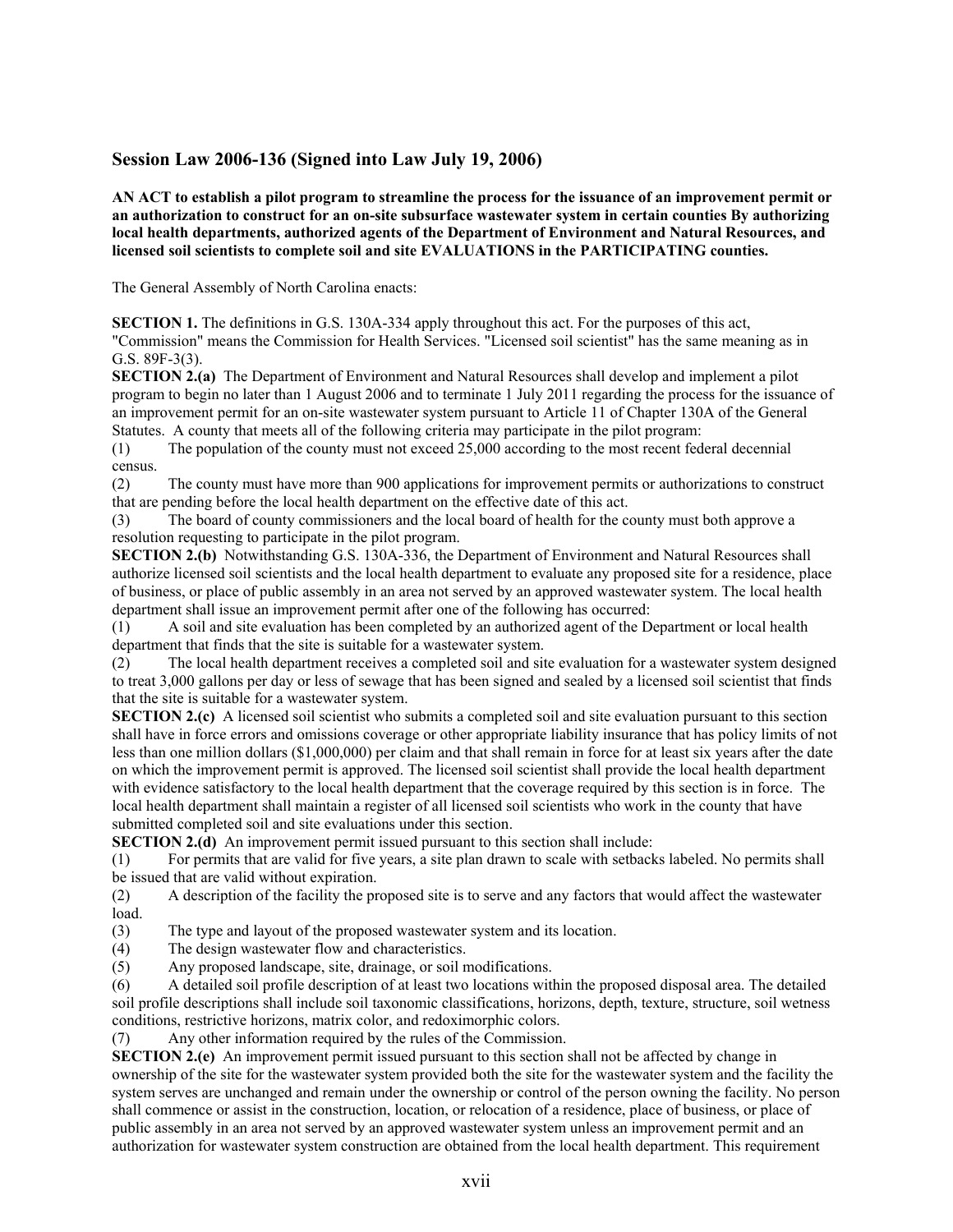## Session Law 2006-136 (Signed into Law July 19, 2006)

**AN ACT to establish a pilot program to streamline the process for the issuance of an improvement permit or an authorization to construct for an on-site subsurface wastewater system in certain counties By authorizing local health departments, authorized agents of the Department of Environment and Natural Resources, and licensed soil scientists to complete soil and site EVALUATIONS in the PARTICIPATING counties.**

The General Assembly of North Carolina enacts:

**SECTION 1.** The definitions in G.S. 130A-334 apply throughout this act. For the purposes of this act, "Commission" means the Commission for Health Services. "Licensed soil scientist" has the same meaning as in G.S. 89F-3(3).

**SECTION 2.(a)** The Department of Environment and Natural Resources shall develop and implement a pilot program to begin no later than 1 August 2006 and to terminate 1 July 2011 regarding the process for the issuance of an improvement permit for an on-site wastewater system pursuant to Article 11 of Chapter 130A of the General Statutes. A county that meets all of the following criteria may participate in the pilot program:

(1) The population of the county must not exceed 25,000 according to the most recent federal decennial census.

(2) The county must have more than 900 applications for improvement permits or authorizations to construct that are pending before the local health department on the effective date of this act.

(3) The board of county commissioners and the local board of health for the county must both approve a resolution requesting to participate in the pilot program.

**SECTION 2.(b)** Notwithstanding G.S. 130A-336, the Department of Environment and Natural Resources shall authorize licensed soil scientists and the local health department to evaluate any proposed site for a residence, place of business, or place of public assembly in an area not served by an approved wastewater system. The local health department shall issue an improvement permit after one of the following has occurred:

(1) A soil and site evaluation has been completed by an authorized agent of the Department or local health department that finds that the site is suitable for a wastewater system.

(2) The local health department receives a completed soil and site evaluation for a wastewater system designed to treat 3,000 gallons per day or less of sewage that has been signed and sealed by a licensed soil scientist that finds that the site is suitable for a wastewater system.

**SECTION 2.(c)** A licensed soil scientist who submits a completed soil and site evaluation pursuant to this section shall have in force errors and omissions coverage or other appropriate liability insurance that has policy limits of not less than one million dollars ($1,000,000) per claim and that shall remain in force for at least six years after the date on which the improvement permit is approved. The licensed soil scientist shall provide the local health department with evidence satisfactory to the local health department that the coverage required by this section is in force. The local health department shall maintain a register of all licensed soil scientists who work in the county that have submitted completed soil and site evaluations under this section.

**SECTION 2.(d)** An improvement permit issued pursuant to this section shall include:

(1) For permits that are valid for five years, a site plan drawn to scale with setbacks labeled. No permits shall be issued that are valid without expiration.

(2) A description of the facility the proposed site is to serve and any factors that would affect the wastewater load.

(3) The type and layout of the proposed wastewater system and its location.

(4) The design wastewater flow and characteristics.

(5) Any proposed landscape, site, drainage, or soil modifications.

(6) A detailed soil profile description of at least two locations within the proposed disposal area. The detailed soil profile descriptions shall include soil taxonomic classifications, horizons, depth, texture, structure, soil wetness conditions, restrictive horizons, matrix color, and redoximorphic colors.

(7) Any other information required by the rules of the Commission.

**SECTION 2.(e)** An improvement permit issued pursuant to this section shall not be affected by change in ownership of the site for the wastewater system provided both the site for the wastewater system and the facility the system serves are unchanged and remain under the ownership or control of the person owning the facility. No person shall commence or assist in the construction, location, or relocation of a residence, place of business, or place of public assembly in an area not served by an approved wastewater system unless an improvement permit and an authorization for wastewater system construction are obtained from the local health department. This requirement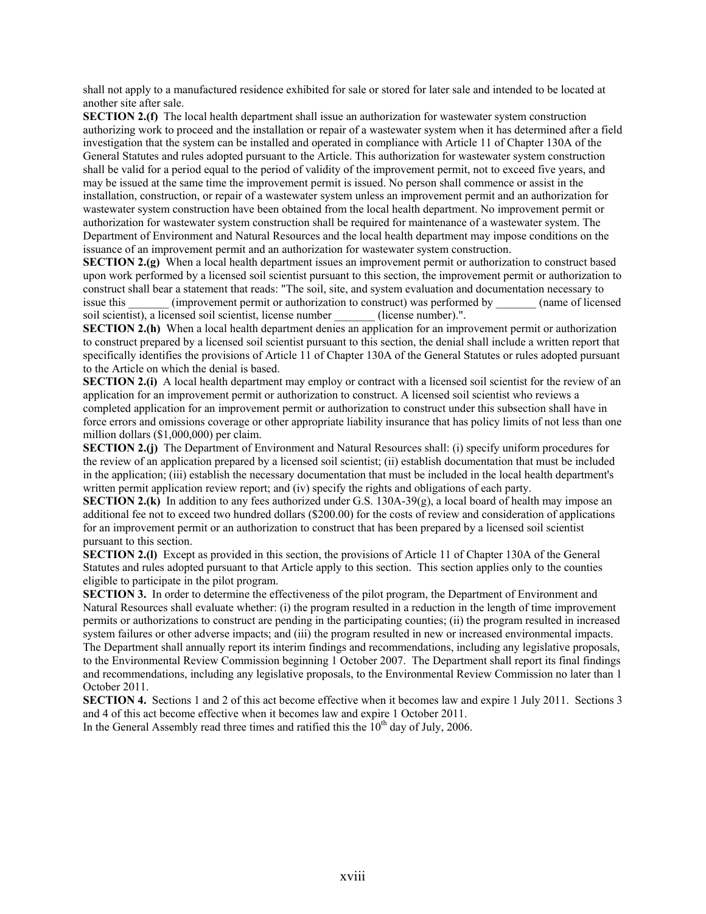shall not apply to a manufactured residence exhibited for sale or stored for later sale and intended to be located at another site after sale.

**SECTION 2.(f)** The local health department shall issue an authorization for wastewater system construction authorizing work to proceed and the installation or repair of a wastewater system when it has determined after a field investigation that the system can be installed and operated in compliance with Article 11 of Chapter 130A of the General Statutes and rules adopted pursuant to the Article. This authorization for wastewater system construction shall be valid for a period equal to the period of validity of the improvement permit, not to exceed five years, and may be issued at the same time the improvement permit is issued. No person shall commence or assist in the installation, construction, or repair of a wastewater system unless an improvement permit and an authorization for wastewater system construction have been obtained from the local health department. No improvement permit or authorization for wastewater system construction shall be required for maintenance of a wastewater system. The Department of Environment and Natural Resources and the local health department may impose conditions on the issuance of an improvement permit and an authorization for wastewater system construction.

**SECTION 2.(g)** When a local health department issues an improvement permit or authorization to construct based upon work performed by a licensed soil scientist pursuant to this section, the improvement permit or authorization to construct shall bear a statement that reads: "The soil, site, and system evaluation and documentation necessary to issue this _______ (improvement permit or authorization to construct) was performed by _______ (name of licensed soil scientist), a licensed soil scientist, license number _______ (license number).".

**SECTION 2.(h)** When a local health department denies an application for an improvement permit or authorization to construct prepared by a licensed soil scientist pursuant to this section, the denial shall include a written report that specifically identifies the provisions of Article 11 of Chapter 130A of the General Statutes or rules adopted pursuant to the Article on which the denial is based.

**SECTION 2.(i)** A local health department may employ or contract with a licensed soil scientist for the review of an application for an improvement permit or authorization to construct. A licensed soil scientist who reviews a completed application for an improvement permit or authorization to construct under this subsection shall have in force errors and omissions coverage or other appropriate liability insurance that has policy limits of not less than one million dollars ($1,000,000) per claim.

**SECTION 2.(j)** The Department of Environment and Natural Resources shall: (i) specify uniform procedures for the review of an application prepared by a licensed soil scientist; (ii) establish documentation that must be included in the application; (iii) establish the necessary documentation that must be included in the local health department's written permit application review report; and (iv) specify the rights and obligations of each party.

**SECTION 2.(k)** In addition to any fees authorized under G.S. 130A-39(g), a local board of health may impose an additional fee not to exceed two hundred dollars ($200.00) for the costs of review and consideration of applications for an improvement permit or an authorization to construct that has been prepared by a licensed soil scientist pursuant to this section.

**SECTION 2.(l)** Except as provided in this section, the provisions of Article 11 of Chapter 130A of the General Statutes and rules adopted pursuant to that Article apply to this section. This section applies only to the counties eligible to participate in the pilot program.

**SECTION 3.** In order to determine the effectiveness of the pilot program, the Department of Environment and Natural Resources shall evaluate whether: (i) the program resulted in a reduction in the length of time improvement permits or authorizations to construct are pending in the participating counties; (ii) the program resulted in increased system failures or other adverse impacts; and (iii) the program resulted in new or increased environmental impacts. The Department shall annually report its interim findings and recommendations, including any legislative proposals, to the Environmental Review Commission beginning 1 October 2007. The Department shall report its final findings and recommendations, including any legislative proposals, to the Environmental Review Commission no later than 1 October 2011.

**SECTION 4.** Sections 1 and 2 of this act become effective when it becomes law and expire 1 July 2011. Sections 3 and 4 of this act become effective when it becomes law and expire 1 October 2011.

In the General Assembly read three times and ratified this the 10th day of July, 2006.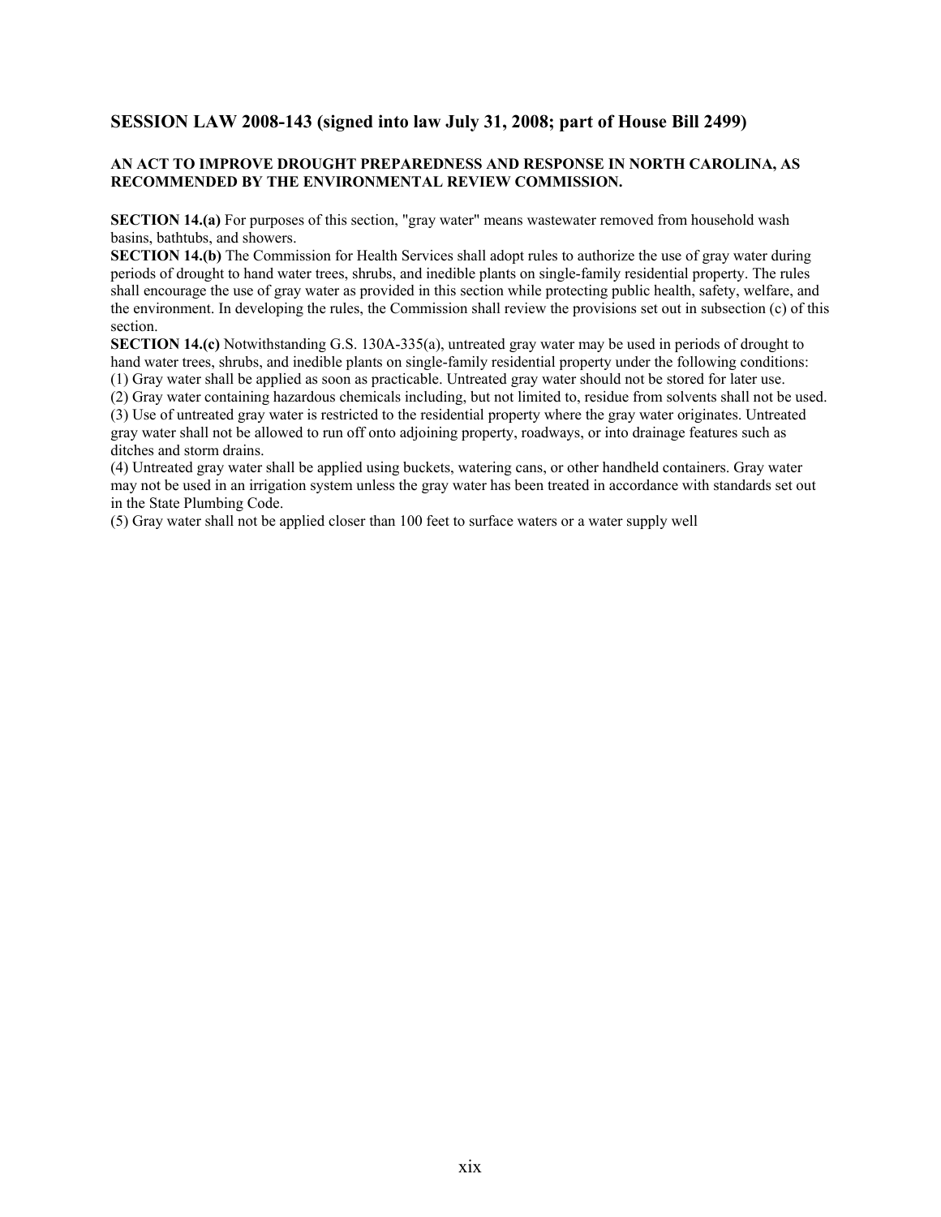## SESSION LAW 2008-143 (signed into law July 31, 2008; part of House Bill 2499)

**AN ACT TO IMPROVE DROUGHT PREPAREDNESS AND RESPONSE IN NORTH CAROLINA, AS RECOMMENDED BY THE ENVIRONMENTAL REVIEW COMMISSION.**

**SECTION 14.(a)** For purposes of this section, "gray water" means wastewater removed from household wash basins, bathtubs, and showers.

**SECTION 14.(b)** The Commission for Health Services shall adopt rules to authorize the use of gray water during periods of drought to hand water trees, shrubs, and inedible plants on single-family residential property. The rules shall encourage the use of gray water as provided in this section while protecting public health, safety, welfare, and the environment. In developing the rules, the Commission shall review the provisions set out in subsection (c) of this section.

**SECTION 14.(c)** Notwithstanding G.S. 130A-335(a), untreated gray water may be used in periods of drought to hand water trees, shrubs, and inedible plants on single-family residential property under the following conditions:

(1) Gray water shall be applied as soon as practicable. Untreated gray water should not be stored for later use.

(2) Gray water containing hazardous chemicals including, but not limited to, residue from solvents shall not be used.

(3) Use of untreated gray water is restricted to the residential property where the gray water originates. Untreated gray water shall not be allowed to run off onto adjoining property, roadways, or into drainage features such as ditches and storm drains.

(4) Untreated gray water shall be applied using buckets, watering cans, or other handheld containers. Gray water may not be used in an irrigation system unless the gray water has been treated in accordance with standards set out in the State Plumbing Code.

(5) Gray water shall not be applied closer than 100 feet to surface waters or a water supply well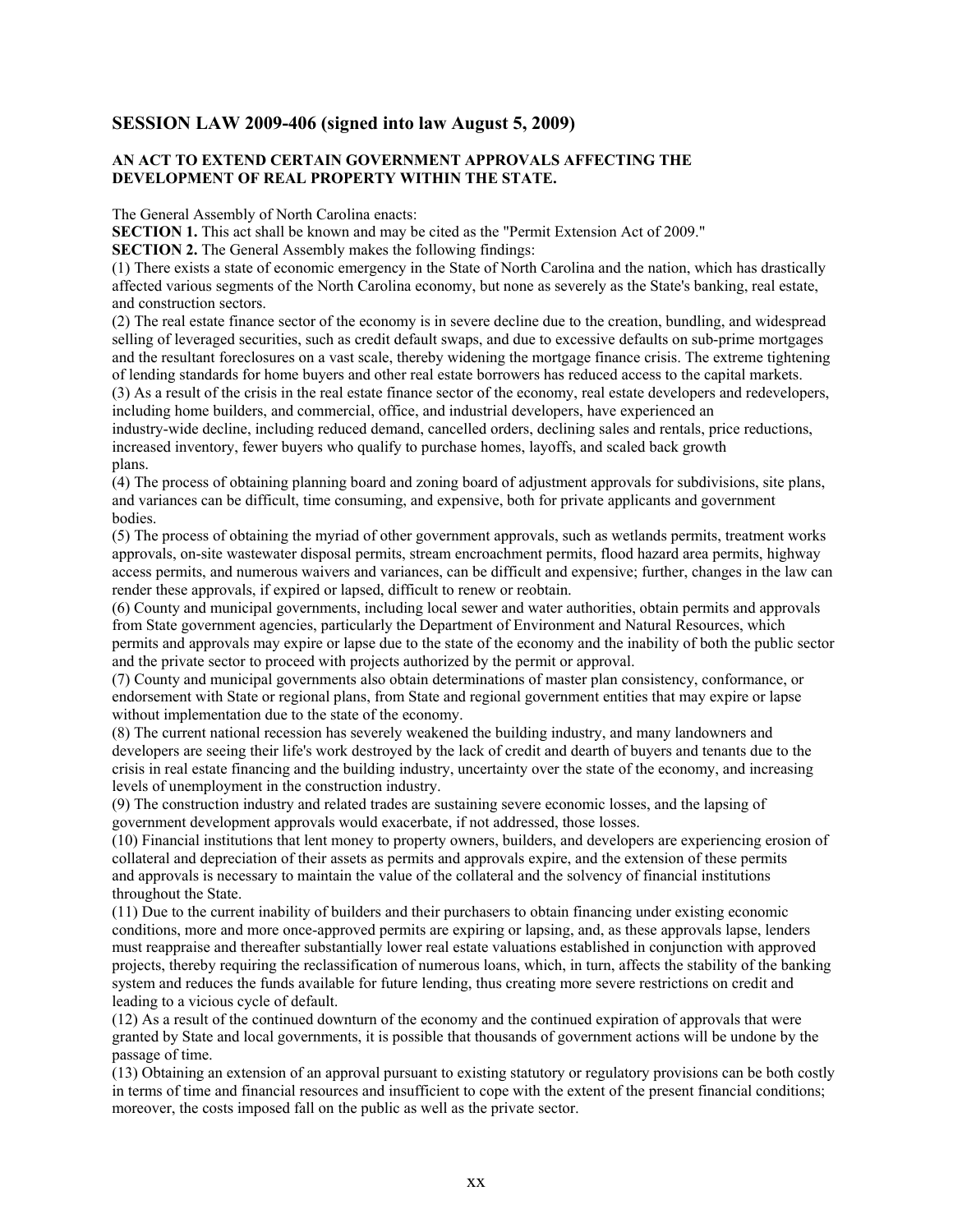## SESSION LAW 2009-406 (signed into law August 5, 2009)

**AN ACT TO EXTEND CERTAIN GOVERNMENT APPROVALS AFFECTING THE DEVELOPMENT OF REAL PROPERTY WITHIN THE STATE.**

The General Assembly of North Carolina enacts:

**SECTION 1.** This act shall be known and may be cited as the "Permit Extension Act of 2009."

**SECTION 2.** The General Assembly makes the following findings:

(1) There exists a state of economic emergency in the State of North Carolina and the nation, which has drastically affected various segments of the North Carolina economy, but none as severely as the State's banking, real estate, and construction sectors.

(2) The real estate finance sector of the economy is in severe decline due to the creation, bundling, and widespread selling of leveraged securities, such as credit default swaps, and due to excessive defaults on sub-prime mortgages and the resultant foreclosures on a vast scale, thereby widening the mortgage finance crisis. The extreme tightening of lending standards for home buyers and other real estate borrowers has reduced access to the capital markets.

(3) As a result of the crisis in the real estate finance sector of the economy, real estate developers and redevelopers, including home builders, and commercial, office, and industrial developers, have experienced an industry-wide decline, including reduced demand, cancelled orders, declining sales and rentals, price reductions, increased inventory, fewer buyers who qualify to purchase homes, layoffs, and scaled back growth plans.

(4) The process of obtaining planning board and zoning board of adjustment approvals for subdivisions, site plans, and variances can be difficult, time consuming, and expensive, both for private applicants and government bodies.

(5) The process of obtaining the myriad of other government approvals, such as wetlands permits, treatment works approvals, on-site wastewater disposal permits, stream encroachment permits, flood hazard area permits, highway access permits, and numerous waivers and variances, can be difficult and expensive; further, changes in the law can render these approvals, if expired or lapsed, difficult to renew or reobtain.

(6) County and municipal governments, including local sewer and water authorities, obtain permits and approvals from State government agencies, particularly the Department of Environment and Natural Resources, which permits and approvals may expire or lapse due to the state of the economy and the inability of both the public sector and the private sector to proceed with projects authorized by the permit or approval.

(7) County and municipal governments also obtain determinations of master plan consistency, conformance, or endorsement with State or regional plans, from State and regional government entities that may expire or lapse without implementation due to the state of the economy.

(8) The current national recession has severely weakened the building industry, and many landowners and developers are seeing their life's work destroyed by the lack of credit and dearth of buyers and tenants due to the crisis in real estate financing and the building industry, uncertainty over the state of the economy, and increasing levels of unemployment in the construction industry.

(9) The construction industry and related trades are sustaining severe economic losses, and the lapsing of government development approvals would exacerbate, if not addressed, those losses.

(10) Financial institutions that lent money to property owners, builders, and developers are experiencing erosion of collateral and depreciation of their assets as permits and approvals expire, and the extension of these permits and approvals is necessary to maintain the value of the collateral and the solvency of financial institutions throughout the State.

(11) Due to the current inability of builders and their purchasers to obtain financing under existing economic conditions, more and more once-approved permits are expiring or lapsing, and, as these approvals lapse, lenders must reappraise and thereafter substantially lower real estate valuations established in conjunction with approved projects, thereby requiring the reclassification of numerous loans, which, in turn, affects the stability of the banking system and reduces the funds available for future lending, thus creating more severe restrictions on credit and leading to a vicious cycle of default.

(12) As a result of the continued downturn of the economy and the continued expiration of approvals that were granted by State and local governments, it is possible that thousands of government actions will be undone by the passage of time.

(13) Obtaining an extension of an approval pursuant to existing statutory or regulatory provisions can be both costly in terms of time and financial resources and insufficient to cope with the extent of the present financial conditions; moreover, the costs imposed fall on the public as well as the private sector.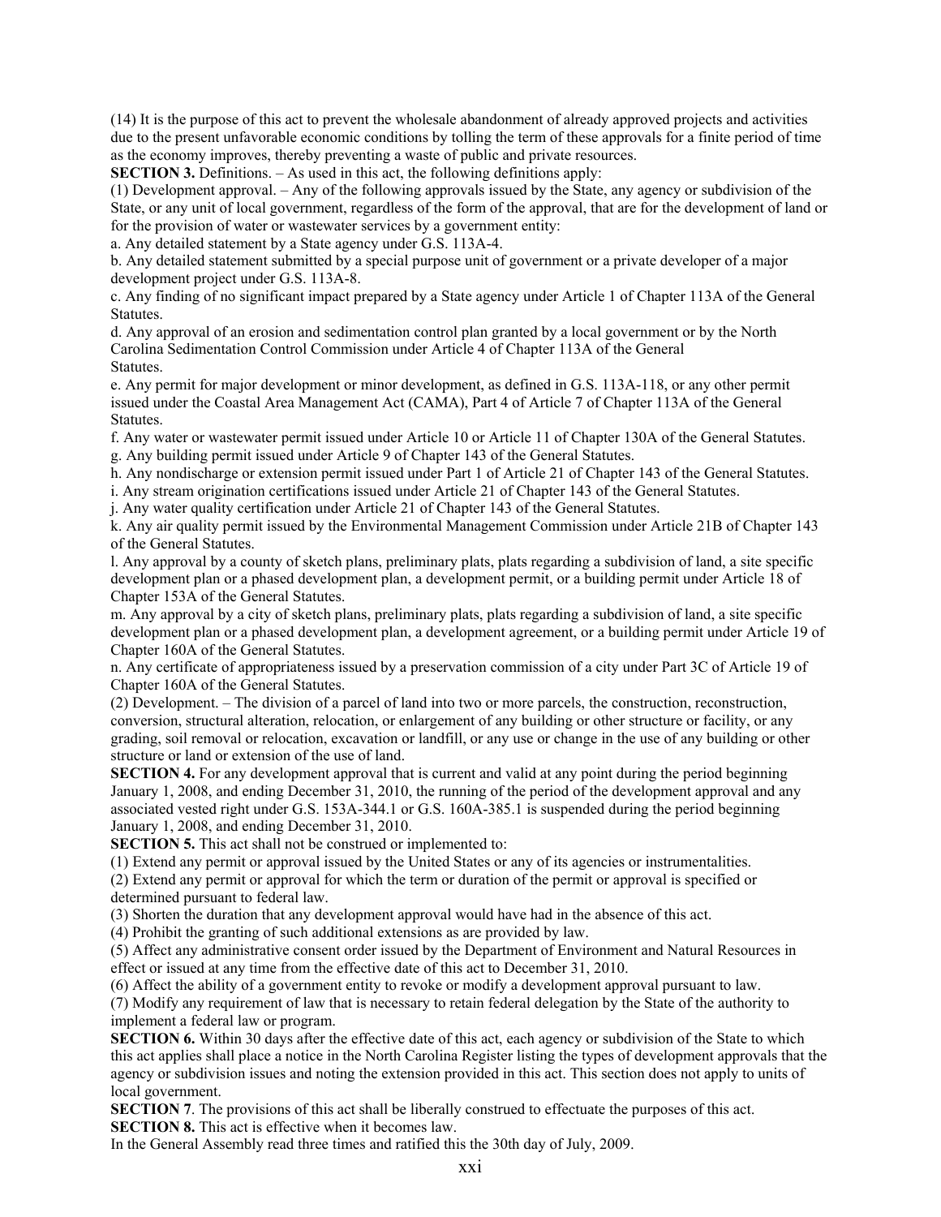(14) It is the purpose of this act to prevent the wholesale abandonment of already approved projects and activities due to the present unfavorable economic conditions by tolling the term of these approvals for a finite period of time as the economy improves, thereby preventing a waste of public and private resources.

**SECTION 3.** Definitions. – As used in this act, the following definitions apply:

(1) Development approval. – Any of the following approvals issued by the State, any agency or subdivision of the State, or any unit of local government, regardless of the form of the approval, that are for the development of land or for the provision of water or wastewater services by a government entity:

a. Any detailed statement by a State agency under G.S. 113A-4.

b. Any detailed statement submitted by a special purpose unit of government or a private developer of a major development project under G.S. 113A-8.

c. Any finding of no significant impact prepared by a State agency under Article 1 of Chapter 113A of the General Statutes.

d. Any approval of an erosion and sedimentation control plan granted by a local government or by the North Carolina Sedimentation Control Commission under Article 4 of Chapter 113A of the General Statutes.

e. Any permit for major development or minor development, as defined in G.S. 113A-118, or any other permit issued under the Coastal Area Management Act (CAMA), Part 4 of Article 7 of Chapter 113A of the General Statutes.

f. Any water or wastewater permit issued under Article 10 or Article 11 of Chapter 130A of the General Statutes.

g. Any building permit issued under Article 9 of Chapter 143 of the General Statutes.

h. Any nondischarge or extension permit issued under Part 1 of Article 21 of Chapter 143 of the General Statutes.

i. Any stream origination certifications issued under Article 21 of Chapter 143 of the General Statutes.

j. Any water quality certification under Article 21 of Chapter 143 of the General Statutes.

k. Any air quality permit issued by the Environmental Management Commission under Article 21B of Chapter 143 of the General Statutes.

l. Any approval by a county of sketch plans, preliminary plats, plats regarding a subdivision of land, a site specific development plan or a phased development plan, a development permit, or a building permit under Article 18 of Chapter 153A of the General Statutes.

m. Any approval by a city of sketch plans, preliminary plats, plats regarding a subdivision of land, a site specific development plan or a phased development plan, a development agreement, or a building permit under Article 19 of Chapter 160A of the General Statutes.

n. Any certificate of appropriateness issued by a preservation commission of a city under Part 3C of Article 19 of Chapter 160A of the General Statutes.

(2) Development. – The division of a parcel of land into two or more parcels, the construction, reconstruction, conversion, structural alteration, relocation, or enlargement of any building or other structure or facility, or any grading, soil removal or relocation, excavation or landfill, or any use or change in the use of any building or other structure or land or extension of the use of land.

**SECTION 4.** For any development approval that is current and valid at any point during the period beginning January 1, 2008, and ending December 31, 2010, the running of the period of the development approval and any associated vested right under G.S. 153A-344.1 or G.S. 160A-385.1 is suspended during the period beginning January 1, 2008, and ending December 31, 2010.

**SECTION 5.** This act shall not be construed or implemented to:

(1) Extend any permit or approval issued by the United States or any of its agencies or instrumentalities.

(2) Extend any permit or approval for which the term or duration of the permit or approval is specified or determined pursuant to federal law.

(3) Shorten the duration that any development approval would have had in the absence of this act.

(4) Prohibit the granting of such additional extensions as are provided by law.

(5) Affect any administrative consent order issued by the Department of Environment and Natural Resources in effect or issued at any time from the effective date of this act to December 31, 2010.

(6) Affect the ability of a government entity to revoke or modify a development approval pursuant to law.

(7) Modify any requirement of law that is necessary to retain federal delegation by the State of the authority to implement a federal law or program.

**SECTION 6.** Within 30 days after the effective date of this act, each agency or subdivision of the State to which this act applies shall place a notice in the North Carolina Register listing the types of development approvals that the agency or subdivision issues and noting the extension provided in this act. This section does not apply to units of local government.

**SECTION 7**. The provisions of this act shall be liberally construed to effectuate the purposes of this act.

**SECTION 8.** This act is effective when it becomes law.

In the General Assembly read three times and ratified this the 30th day of July, 2009.